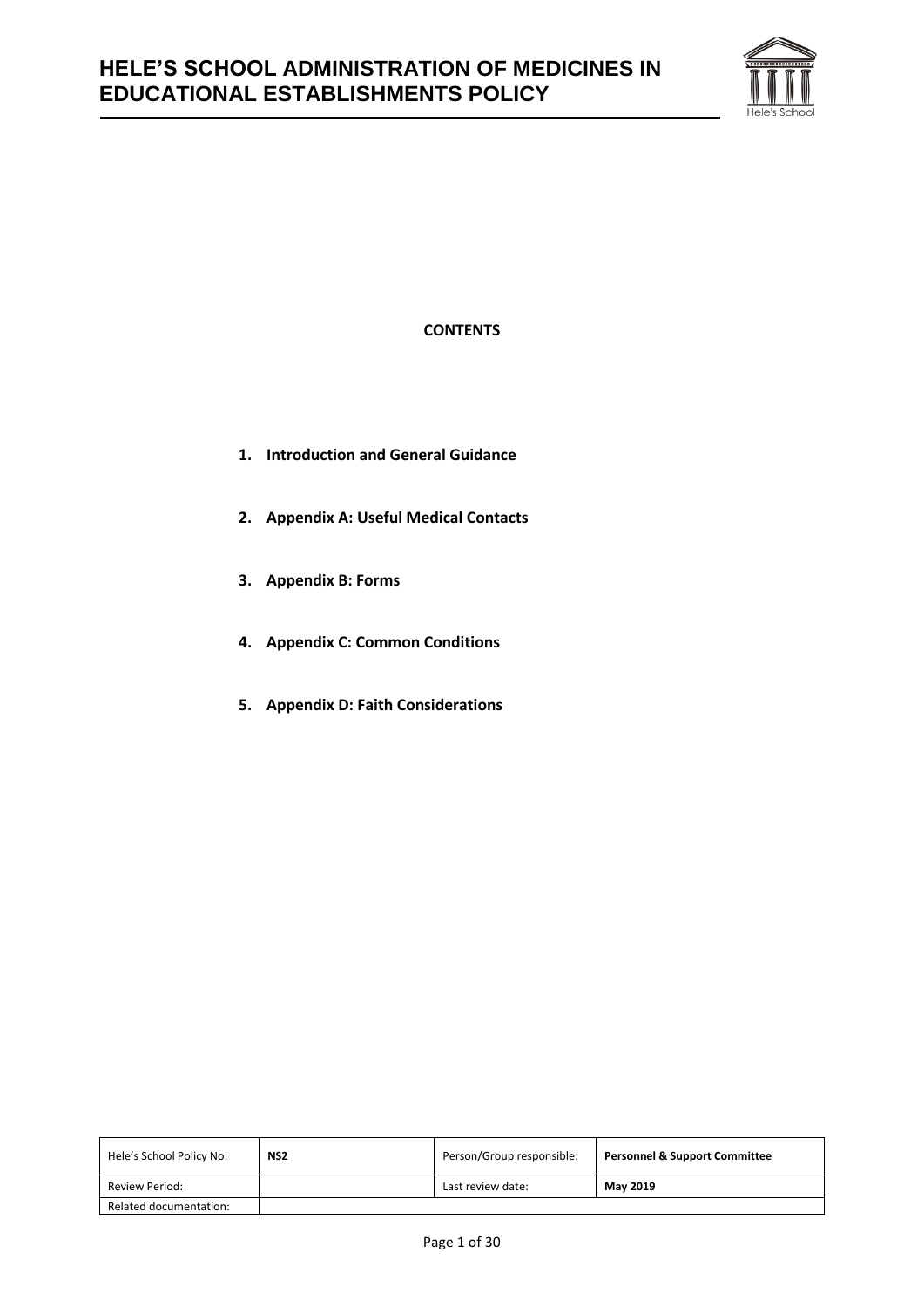# HELE'S SCHOOL ADMINISTRATION OF MEDICINES IN EDUCATIONAL ESTABLISHMENTS POLICY

**CONTENTS**

1. **Introduction and General Guidance**
2. **Appendix A: Useful Medical Contacts**
3. **Appendix B: Forms**
4. **Appendix C: Common Conditions**
5. **Appendix D: Faith Considerations**

| Hele's School Policy No: | **NS2** | Person/Group responsible: | **Personnel & Support Committee** |
|---|---|---|---|
| Review Period: | | Last review date: | **May 2019** |
| Related documentation: | | | |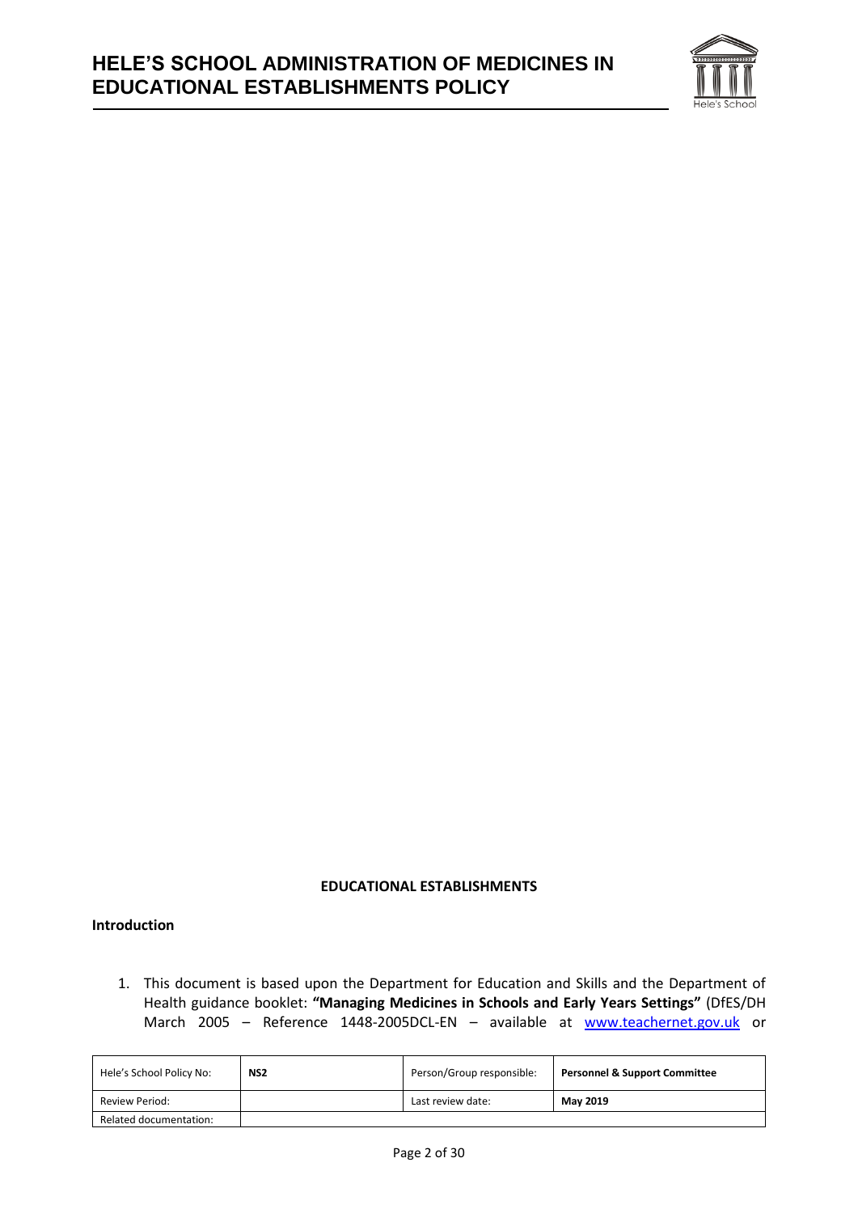**EDUCATIONAL ESTABLISHMENTS**

**Introduction**

1. This document is based upon the Department for Education and Skills and the Department of Health guidance booklet: **"Managing Medicines in Schools and Early Years Settings"** (DfES/DH March 2005 – Reference 1448-2005DCL-EN – available at [www.teachernet.gov.uk](http://www.teachernet.gov.uk) or

| Hele's School Policy No: | NS2 | Person/Group responsible: | Personnel & Support Committee |
|---|---|---|---|
| Review Period: | | Last review date: | May 2019 |
| Related documentation: | | | |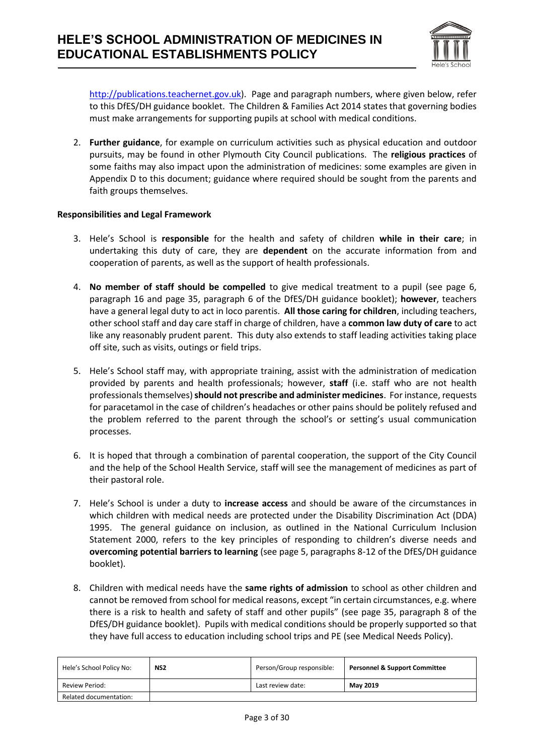http://publications.teachernet.gov.uk). Page and paragraph numbers, where given below, refer to this DfES/DH guidance booklet. The Children & Families Act 2014 states that governing bodies must make arrangements for supporting pupils at school with medical conditions.

2. **Further guidance**, for example on curriculum activities such as physical education and outdoor pursuits, may be found in other Plymouth City Council publications. The **religious practices** of some faiths may also impact upon the administration of medicines: some examples are given in Appendix D to this document; guidance where required should be sought from the parents and faith groups themselves.

**Responsibilities and Legal Framework**

3. Hele's School is **responsible** for the health and safety of children **while in their care**; in undertaking this duty of care, they are **dependent** on the accurate information from and cooperation of parents, as well as the support of health professionals.

4. **No member of staff should be compelled** to give medical treatment to a pupil (see page 6, paragraph 16 and page 35, paragraph 6 of the DfES/DH guidance booklet); **however**, teachers have a general legal duty to act in loco parentis. **All those caring for children**, including teachers, other school staff and day care staff in charge of children, have a **common law duty of care** to act like any reasonably prudent parent. This duty also extends to staff leading activities taking place off site, such as visits, outings or field trips.

5. Hele's School staff may, with appropriate training, assist with the administration of medication provided by parents and health professionals; however, **staff** (i.e. staff who are not health professionals themselves) **should not prescribe and administer medicines**. For instance, requests for paracetamol in the case of children's headaches or other pains should be politely refused and the problem referred to the parent through the school's or setting's usual communication processes.

6. It is hoped that through a combination of parental cooperation, the support of the City Council and the help of the School Health Service, staff will see the management of medicines as part of their pastoral role.

7. Hele's School is under a duty to **increase access** and should be aware of the circumstances in which children with medical needs are protected under the Disability Discrimination Act (DDA) 1995. The general guidance on inclusion, as outlined in the National Curriculum Inclusion Statement 2000, refers to the key principles of responding to children's diverse needs and **overcoming potential barriers to learning** (see page 5, paragraphs 8-12 of the DfES/DH guidance booklet).

8. Children with medical needs have the **same rights of admission** to school as other children and cannot be removed from school for medical reasons, except "in certain circumstances, e.g. where there is a risk to health and safety of staff and other pupils" (see page 35, paragraph 8 of the DfES/DH guidance booklet). Pupils with medical conditions should be properly supported so that they have full access to education including school trips and PE (see Medical Needs Policy).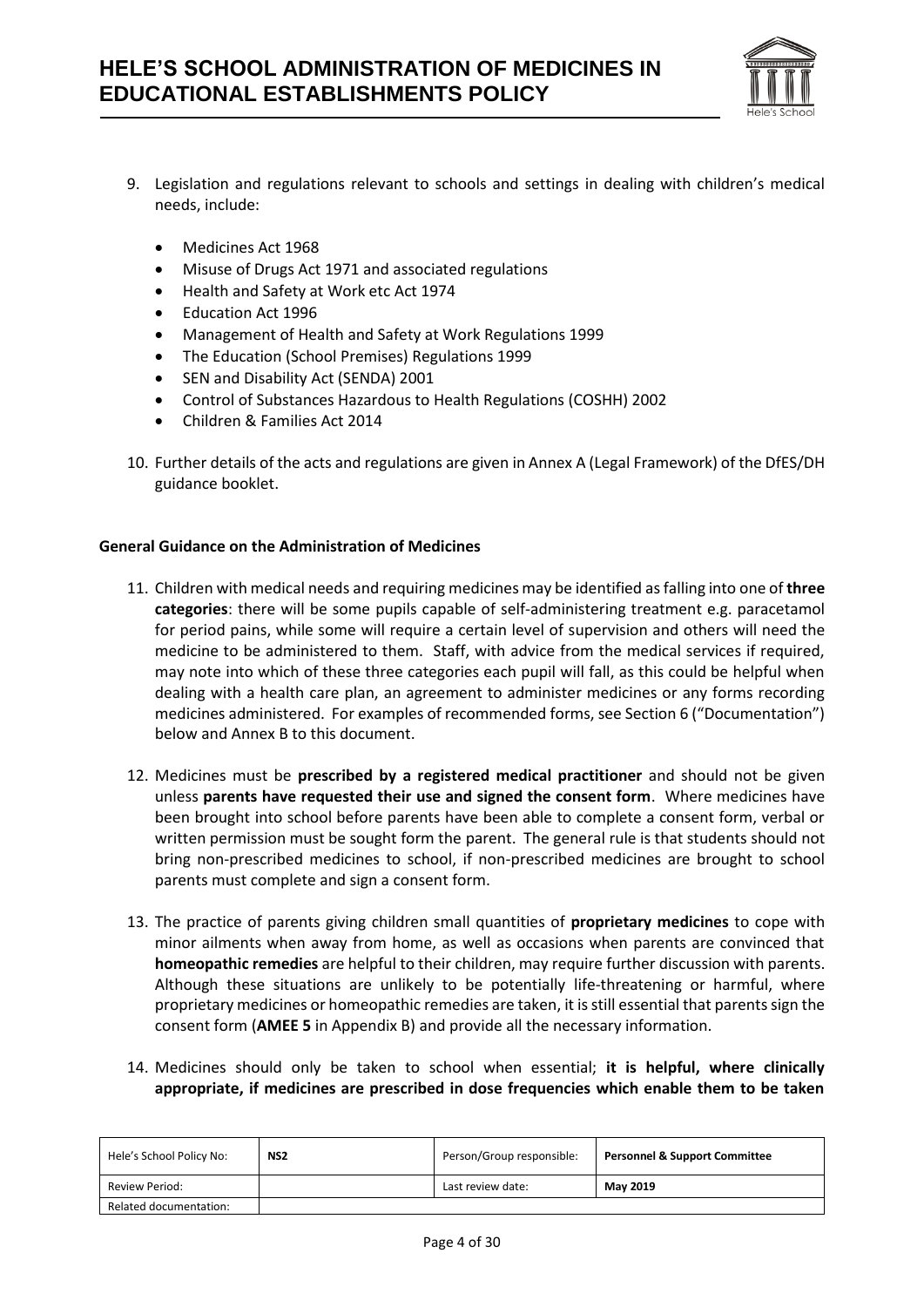9. Legislation and regulations relevant to schools and settings in dealing with children's medical needs, include:

    - Medicines Act 1968
    - Misuse of Drugs Act 1971 and associated regulations
    - Health and Safety at Work etc Act 1974
    - Education Act 1996
    - Management of Health and Safety at Work Regulations 1999
    - The Education (School Premises) Regulations 1999
    - SEN and Disability Act (SENDA) 2001
    - Control of Substances Hazardous to Health Regulations (COSHH) 2002
    - Children & Families Act 2014

10. Further details of the acts and regulations are given in Annex A (Legal Framework) of the DfES/DH guidance booklet.

**General Guidance on the Administration of Medicines**

11. Children with medical needs and requiring medicines may be identified as falling into one of **three categories**: there will be some pupils capable of self-administering treatment e.g. paracetamol for period pains, while some will require a certain level of supervision and others will need the medicine to be administered to them. Staff, with advice from the medical services if required, may note into which of these three categories each pupil will fall, as this could be helpful when dealing with a health care plan, an agreement to administer medicines or any forms recording medicines administered. For examples of recommended forms, see Section 6 ("Documentation") below and Annex B to this document.

12. Medicines must be **prescribed by a registered medical practitioner** and should not be given unless **parents have requested their use and signed the consent form**. Where medicines have been brought into school before parents have been able to complete a consent form, verbal or written permission must be sought form the parent. The general rule is that students should not bring non-prescribed medicines to school, if non-prescribed medicines are brought to school parents must complete and sign a consent form.

13. The practice of parents giving children small quantities of **proprietary medicines** to cope with minor ailments when away from home, as well as occasions when parents are convinced that **homeopathic remedies** are helpful to their children, may require further discussion with parents. Although these situations are unlikely to be potentially life-threatening or harmful, where proprietary medicines or homeopathic remedies are taken, it is still essential that parents sign the consent form (**AMEE 5** in Appendix B) and provide all the necessary information.

14. Medicines should only be taken to school when essential; **it is helpful, where clinically appropriate, if medicines are prescribed in dose frequencies which enable them to be taken**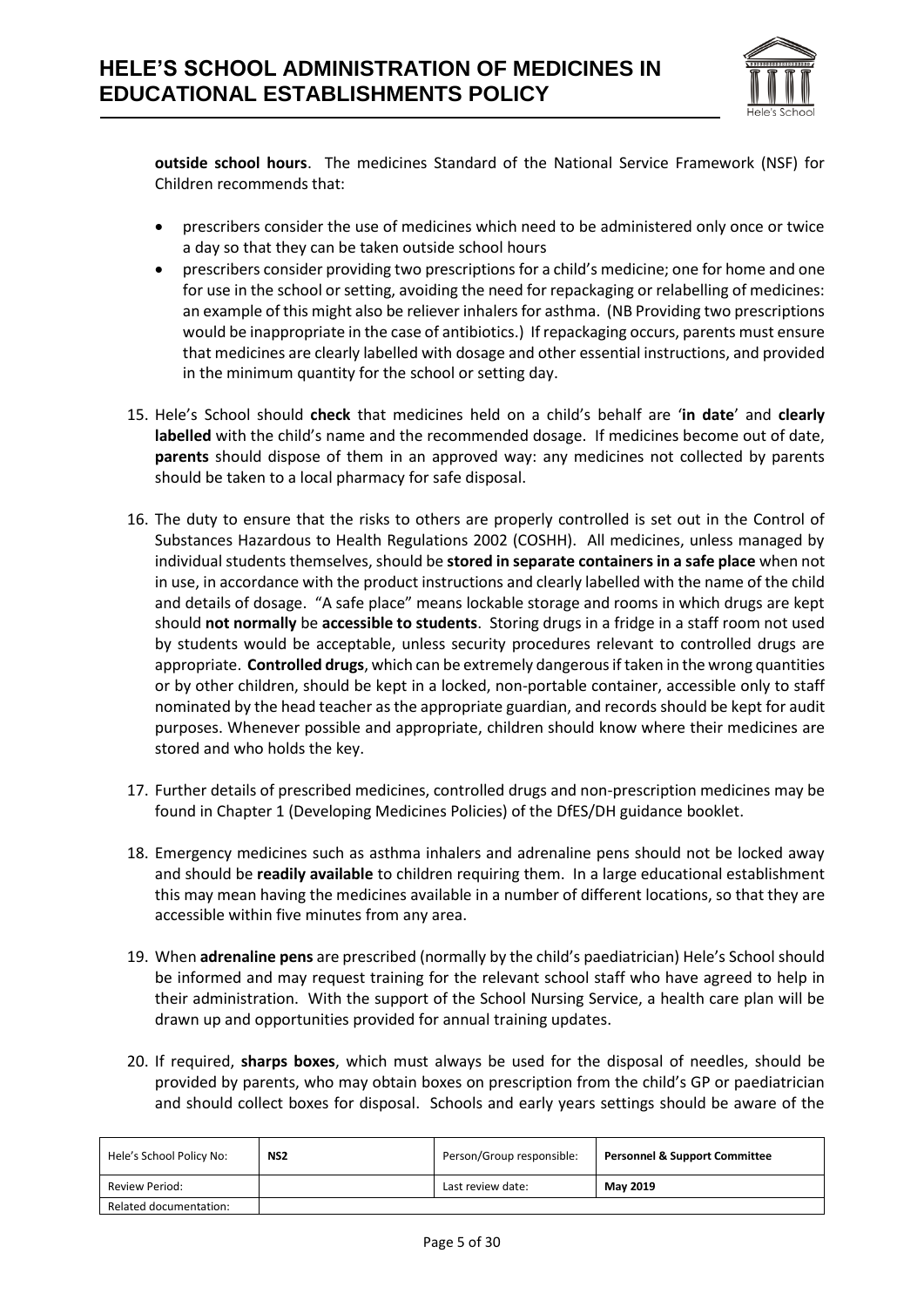**outside school hours**. The medicines Standard of the National Service Framework (NSF) for Children recommends that:

- prescribers consider the use of medicines which need to be administered only once or twice a day so that they can be taken outside school hours
- prescribers consider providing two prescriptions for a child's medicine; one for home and one for use in the school or setting, avoiding the need for repackaging or relabelling of medicines: an example of this might also be reliever inhalers for asthma. (NB Providing two prescriptions would be inappropriate in the case of antibiotics.) If repackaging occurs, parents must ensure that medicines are clearly labelled with dosage and other essential instructions, and provided in the minimum quantity for the school or setting day.

15. Hele's School should **check** that medicines held on a child's behalf are '**in date**' and **clearly labelled** with the child's name and the recommended dosage. If medicines become out of date, **parents** should dispose of them in an approved way: any medicines not collected by parents should be taken to a local pharmacy for safe disposal.

16. The duty to ensure that the risks to others are properly controlled is set out in the Control of Substances Hazardous to Health Regulations 2002 (COSHH). All medicines, unless managed by individual students themselves, should be **stored in separate containers in a safe place** when not in use, in accordance with the product instructions and clearly labelled with the name of the child and details of dosage. "A safe place" means lockable storage and rooms in which drugs are kept should **not normally** be **accessible to students**. Storing drugs in a fridge in a staff room not used by students would be acceptable, unless security procedures relevant to controlled drugs are appropriate. **Controlled drugs**, which can be extremely dangerous if taken in the wrong quantities or by other children, should be kept in a locked, non-portable container, accessible only to staff nominated by the head teacher as the appropriate guardian, and records should be kept for audit purposes. Whenever possible and appropriate, children should know where their medicines are stored and who holds the key.

17. Further details of prescribed medicines, controlled drugs and non-prescription medicines may be found in Chapter 1 (Developing Medicines Policies) of the DfES/DH guidance booklet.

18. Emergency medicines such as asthma inhalers and adrenaline pens should not be locked away and should be **readily available** to children requiring them. In a large educational establishment this may mean having the medicines available in a number of different locations, so that they are accessible within five minutes from any area.

19. When **adrenaline pens** are prescribed (normally by the child's paediatrician) Hele's School should be informed and may request training for the relevant school staff who have agreed to help in their administration. With the support of the School Nursing Service, a health care plan will be drawn up and opportunities provided for annual training updates.

20. If required, **sharps boxes**, which must always be used for the disposal of needles, should be provided by parents, who may obtain boxes on prescription from the child's GP or paediatrician and should collect boxes for disposal. Schools and early years settings should be aware of the

| Hele's School Policy No: | **NS2** | Person/Group responsible: | **Personnel & Support Committee** |
|---|---|---|---|
| Review Period: | | Last review date: | **May 2019** |
| Related documentation: | | | |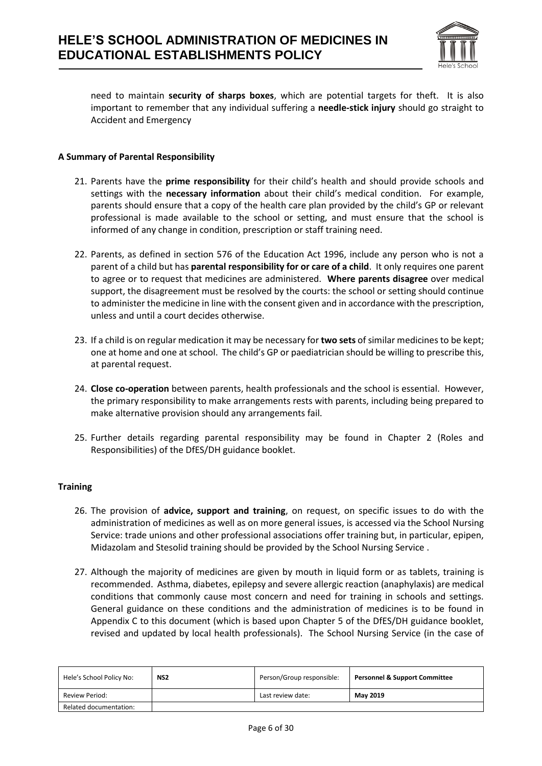need to maintain **security of sharps boxes**, which are potential targets for theft. It is also important to remember that any individual suffering a **needle-stick injury** should go straight to Accident and Emergency

**A Summary of Parental Responsibility**

21. Parents have the **prime responsibility** for their child's health and should provide schools and settings with the **necessary information** about their child's medical condition. For example, parents should ensure that a copy of the health care plan provided by the child's GP or relevant professional is made available to the school or setting, and must ensure that the school is informed of any change in condition, prescription or staff training need.

22. Parents, as defined in section 576 of the Education Act 1996, include any person who is not a parent of a child but has **parental responsibility for or care of a child**. It only requires one parent to agree or to request that medicines are administered. **Where parents disagree** over medical support, the disagreement must be resolved by the courts: the school or setting should continue to administer the medicine in line with the consent given and in accordance with the prescription, unless and until a court decides otherwise.

23. If a child is on regular medication it may be necessary for **two sets** of similar medicines to be kept; one at home and one at school. The child's GP or paediatrician should be willing to prescribe this, at parental request.

24. **Close co-operation** between parents, health professionals and the school is essential. However, the primary responsibility to make arrangements rests with parents, including being prepared to make alternative provision should any arrangements fail.

25. Further details regarding parental responsibility may be found in Chapter 2 (Roles and Responsibilities) of the DfES/DH guidance booklet.

**Training**

26. The provision of **advice, support and training**, on request, on specific issues to do with the administration of medicines as well as on more general issues, is accessed via the School Nursing Service: trade unions and other professional associations offer training but, in particular, epipen, Midazolam and Stesolid training should be provided by the School Nursing Service .

27. Although the majority of medicines are given by mouth in liquid form or as tablets, training is recommended. Asthma, diabetes, epilepsy and severe allergic reaction (anaphylaxis) are medical conditions that commonly cause most concern and need for training in schools and settings. General guidance on these conditions and the administration of medicines is to be found in Appendix C to this document (which is based upon Chapter 5 of the DfES/DH guidance booklet, revised and updated by local health professionals). The School Nursing Service (in the case of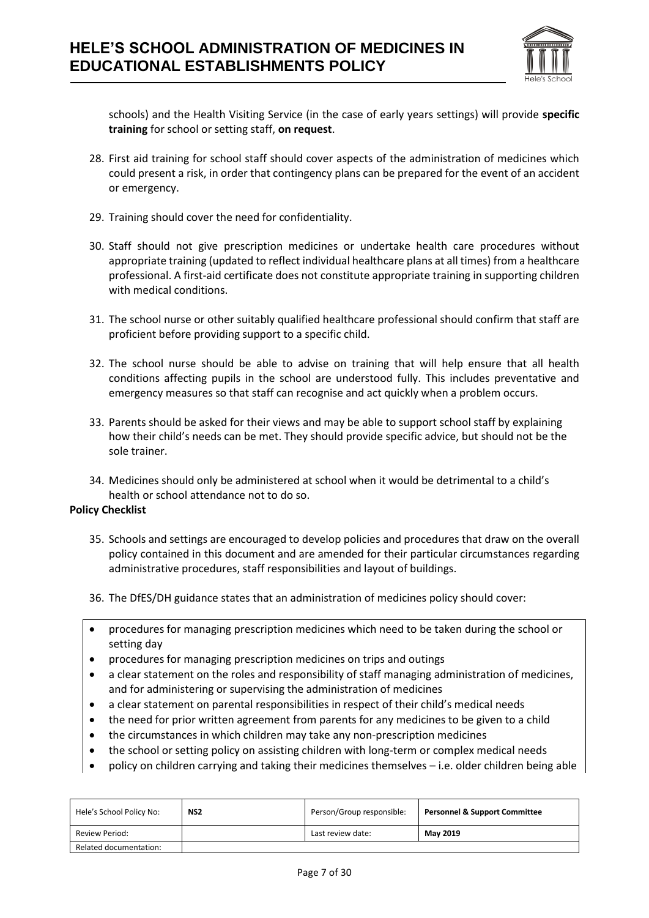schools) and the Health Visiting Service (in the case of early years settings) will provide **specific training** for school or setting staff, **on request**.

28. First aid training for school staff should cover aspects of the administration of medicines which could present a risk, in order that contingency plans can be prepared for the event of an accident or emergency.

29. Training should cover the need for confidentiality.

30. Staff should not give prescription medicines or undertake health care procedures without appropriate training (updated to reflect individual healthcare plans at all times) from a healthcare professional. A first-aid certificate does not constitute appropriate training in supporting children with medical conditions.

31. The school nurse or other suitably qualified healthcare professional should confirm that staff are proficient before providing support to a specific child.

32. The school nurse should be able to advise on training that will help ensure that all health conditions affecting pupils in the school are understood fully. This includes preventative and emergency measures so that staff can recognise and act quickly when a problem occurs.

33. Parents should be asked for their views and may be able to support school staff by explaining how their child's needs can be met. They should provide specific advice, but should not be the sole trainer.

34. Medicines should only be administered at school when it would be detrimental to a child's health or school attendance not to do so.

**Policy Checklist**

35. Schools and settings are encouraged to develop policies and procedures that draw on the overall policy contained in this document and are amended for their particular circumstances regarding administrative procedures, staff responsibilities and layout of buildings.

36. The DfES/DH guidance states that an administration of medicines policy should cover:

- procedures for managing prescription medicines which need to be taken during the school or setting day
- procedures for managing prescription medicines on trips and outings
- a clear statement on the roles and responsibility of staff managing administration of medicines, and for administering or supervising the administration of medicines
- a clear statement on parental responsibilities in respect of their child's medical needs
- the need for prior written agreement from parents for any medicines to be given to a child
- the circumstances in which children may take any non-prescription medicines
- the school or setting policy on assisting children with long-term or complex medical needs
- policy on children carrying and taking their medicines themselves – i.e. older children being able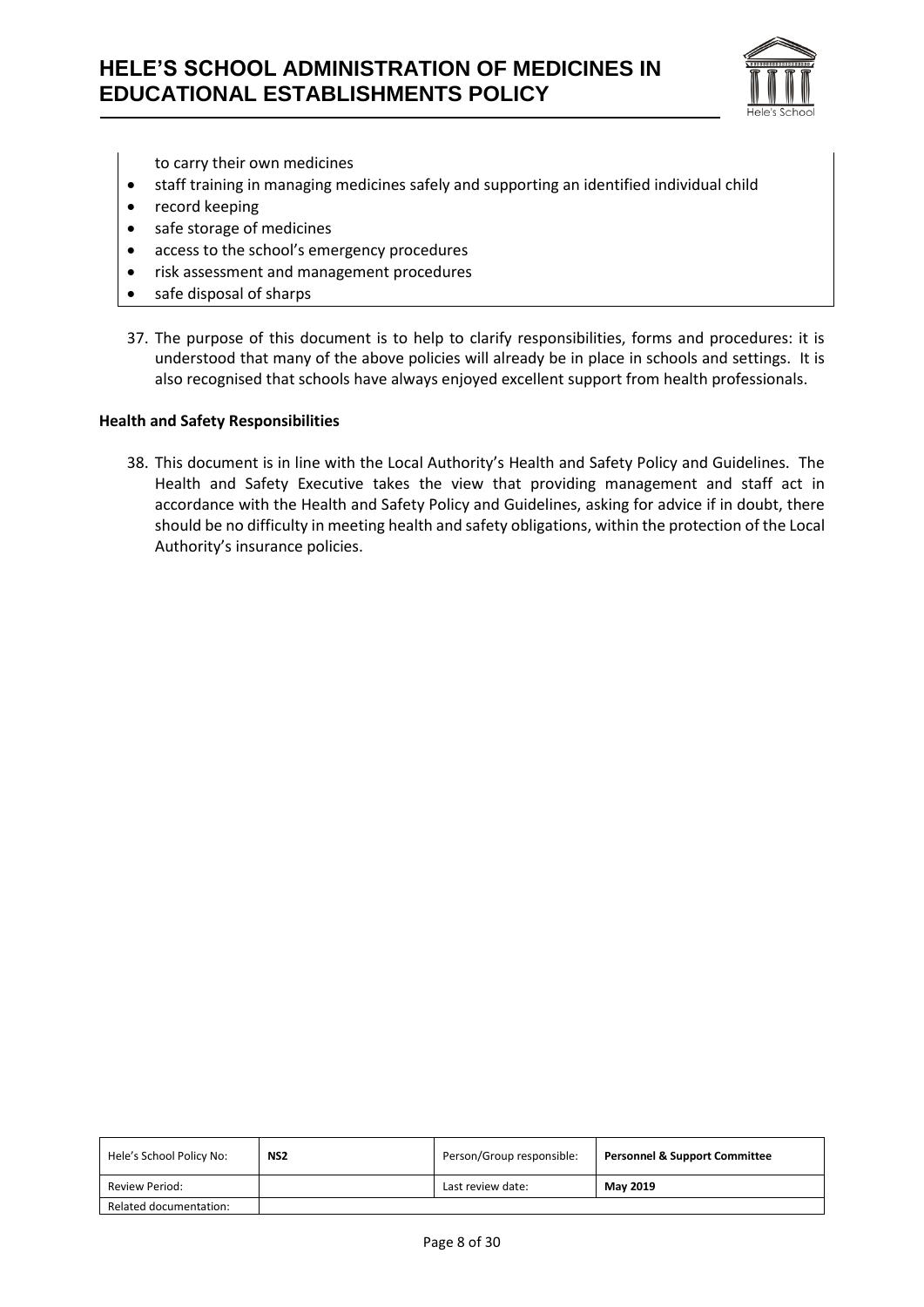to carry their own medicines

- staff training in managing medicines safely and supporting an identified individual child
- record keeping
- safe storage of medicines
- access to the school's emergency procedures
- risk assessment and management procedures
- safe disposal of sharps

37. The purpose of this document is to help to clarify responsibilities, forms and procedures: it is understood that many of the above policies will already be in place in schools and settings. It is also recognised that schools have always enjoyed excellent support from health professionals.

**Health and Safety Responsibilities**

38. This document is in line with the Local Authority's Health and Safety Policy and Guidelines. The Health and Safety Executive takes the view that providing management and staff act in accordance with the Health and Safety Policy and Guidelines, asking for advice if in doubt, there should be no difficulty in meeting health and safety obligations, within the protection of the Local Authority's insurance policies.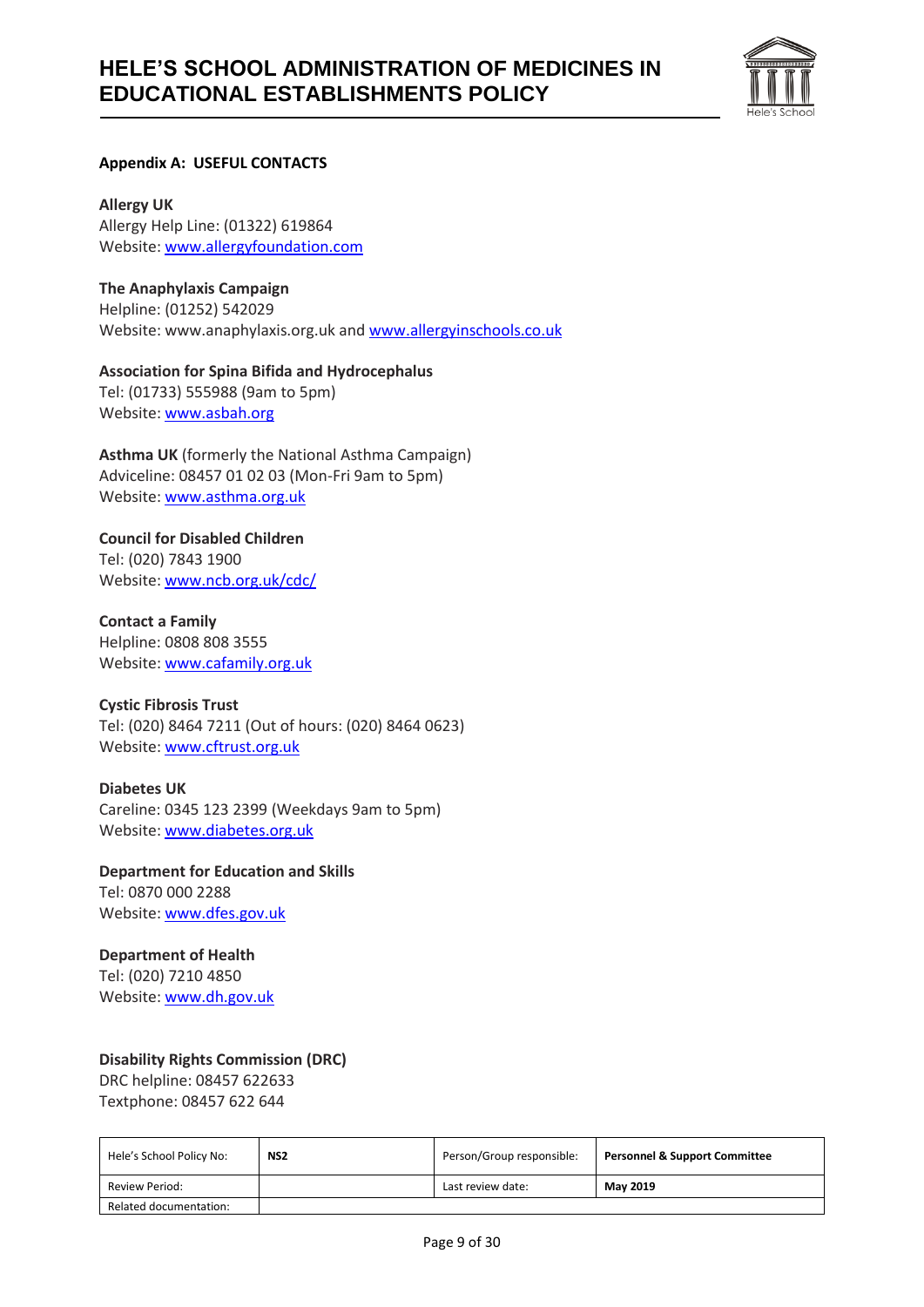## Appendix A: USEFUL CONTACTS

**Allergy UK**
Allergy Help Line: (01322) 619864
Website: www.allergyfoundation.com

**The Anaphylaxis Campaign**
Helpline: (01252) 542029
Website: www.anaphylaxis.org.uk and www.allergyinschools.co.uk

**Association for Spina Bifida and Hydrocephalus**
Tel: (01733) 555988 (9am to 5pm)
Website: www.asbah.org

**Asthma UK** (formerly the National Asthma Campaign)
Adviceline: 08457 01 02 03 (Mon-Fri 9am to 5pm)
Website: www.asthma.org.uk

**Council for Disabled Children**
Tel: (020) 7843 1900
Website: www.ncb.org.uk/cdc/

**Contact a Family**
Helpline: 0808 808 3555
Website: www.cafamily.org.uk

**Cystic Fibrosis Trust**
Tel: (020) 8464 7211 (Out of hours: (020) 8464 0623)
Website: www.cftrust.org.uk

**Diabetes UK**
Careline: 0345 123 2399 (Weekdays 9am to 5pm)
Website: www.diabetes.org.uk

**Department for Education and Skills**
Tel: 0870 000 2288
Website: www.dfes.gov.uk

**Department of Health**
Tel: (020) 7210 4850
Website: www.dh.gov.uk

**Disability Rights Commission (DRC)**
DRC helpline: 08457 622633
Textphone: 08457 622 644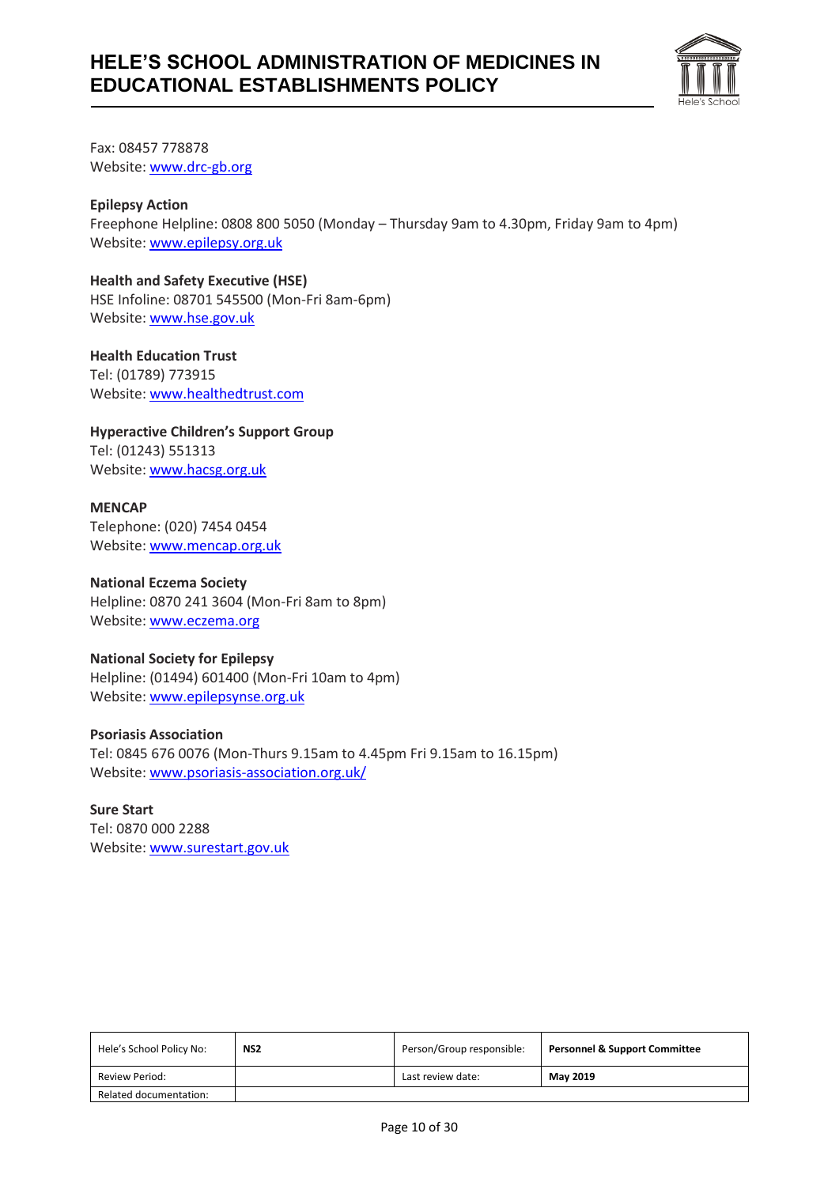Fax: 08457 778878
Website: www.drc-gb.org

**Epilepsy Action**
Freephone Helpline: 0808 800 5050 (Monday – Thursday 9am to 4.30pm, Friday 9am to 4pm)
Website: www.epilepsy.org.uk

**Health and Safety Executive (HSE)**
HSE Infoline: 08701 545500 (Mon-Fri 8am-6pm)
Website: www.hse.gov.uk

**Health Education Trust**
Tel: (01789) 773915
Website: www.healthedtrust.com

**Hyperactive Children's Support Group**
Tel: (01243) 551313
Website: www.hacsg.org.uk

**MENCAP**
Telephone: (020) 7454 0454
Website: www.mencap.org.uk

**National Eczema Society**
Helpline: 0870 241 3604 (Mon-Fri 8am to 8pm)
Website: www.eczema.org

**National Society for Epilepsy**
Helpline: (01494) 601400 (Mon-Fri 10am to 4pm)
Website: www.epilepsynse.org.uk

**Psoriasis Association**
Tel: 0845 676 0076 (Mon-Thurs 9.15am to 4.45pm Fri 9.15am to 16.15pm)
Website: www.psoriasis-association.org.uk/

**Sure Start**
Tel: 0870 000 2288
Website: www.surestart.gov.uk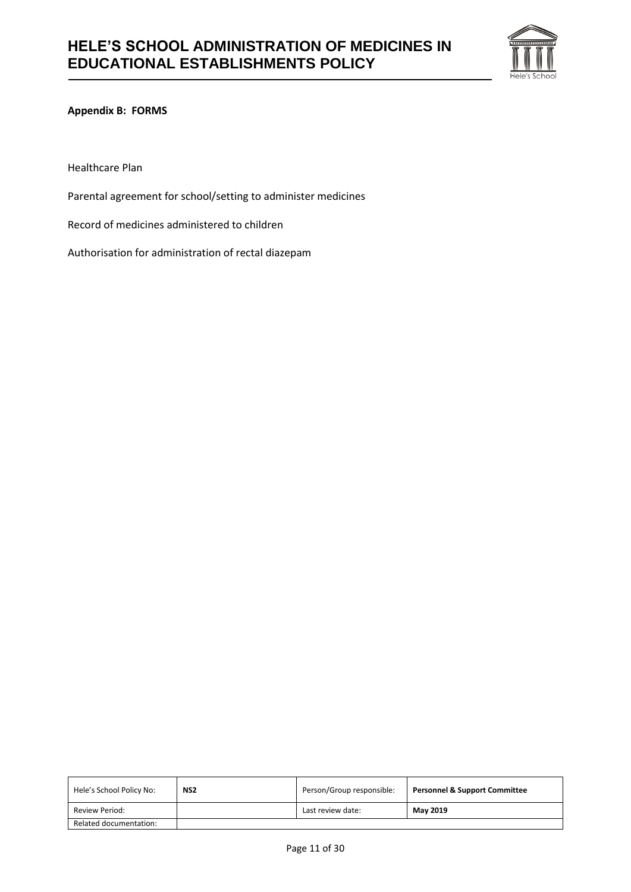**Appendix B: FORMS**

Healthcare Plan

Parental agreement for school/setting to administer medicines

Record of medicines administered to children

Authorisation for administration of rectal diazepam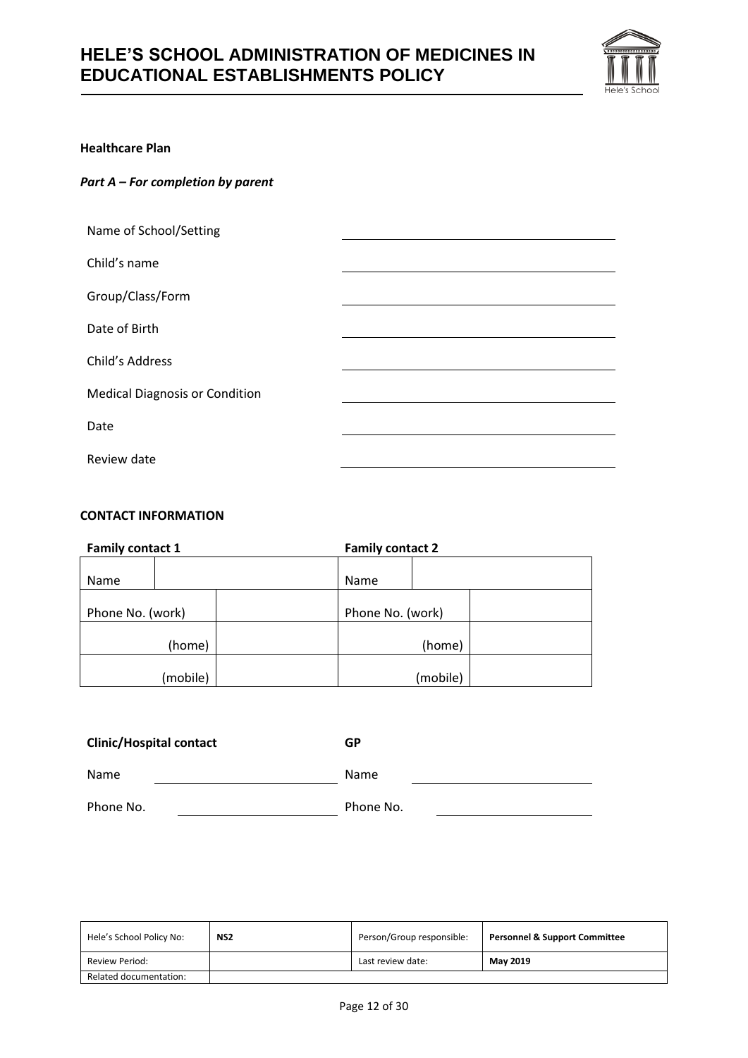**Healthcare Plan**

***Part A – For completion by parent***

| | |
|---|---|
| Name of School/Setting | |
| Child's name | |
| Group/Class/Form | |
| Date of Birth | |
| Child's Address | |
| Medical Diagnosis or Condition | |
| Date | |
| Review date | |

**CONTACT INFORMATION**

| **Family contact 1** | | **Family contact 2** | |
|---|---|---|---|
| Name | | Name | |
| Phone No. (work) | | Phone No. (work) | |
| (home) | | (home) | |
| (mobile) | | (mobile) | |

| **Clinic/Hospital contact** | | **GP** | |
|---|---|---|---|
| Name | | Name | |
| Phone No. | | Phone No. | |

| Hele's School Policy No: | **NS2** | Person/Group responsible: | **Personnel & Support Committee** |
|---|---|---|---|
| Review Period: | | Last review date: | **May 2019** |
| Related documentation: | | | |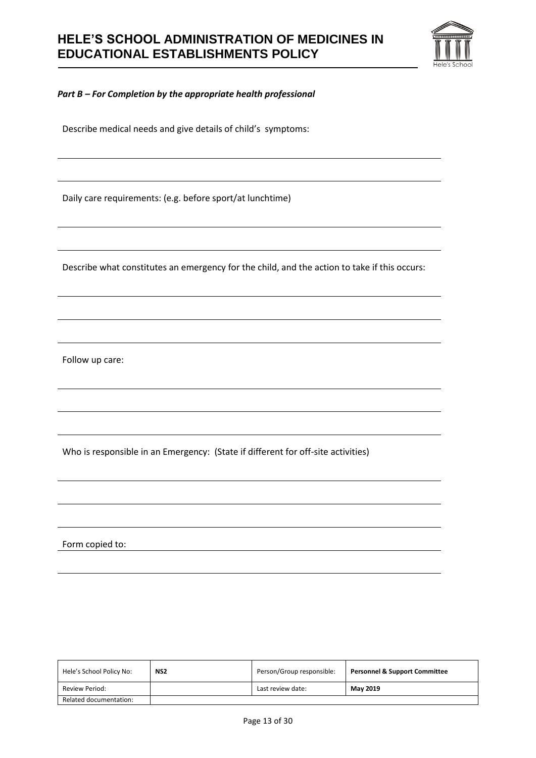***Part B – For Completion by the appropriate health professional***

Describe medical needs and give details of child's symptoms:

Daily care requirements: (e.g. before sport/at lunchtime)

Describe what constitutes an emergency for the child, and the action to take if this occurs:

Follow up care:

Who is responsible in an Emergency: (State if different for off-site activities)

Form copied to: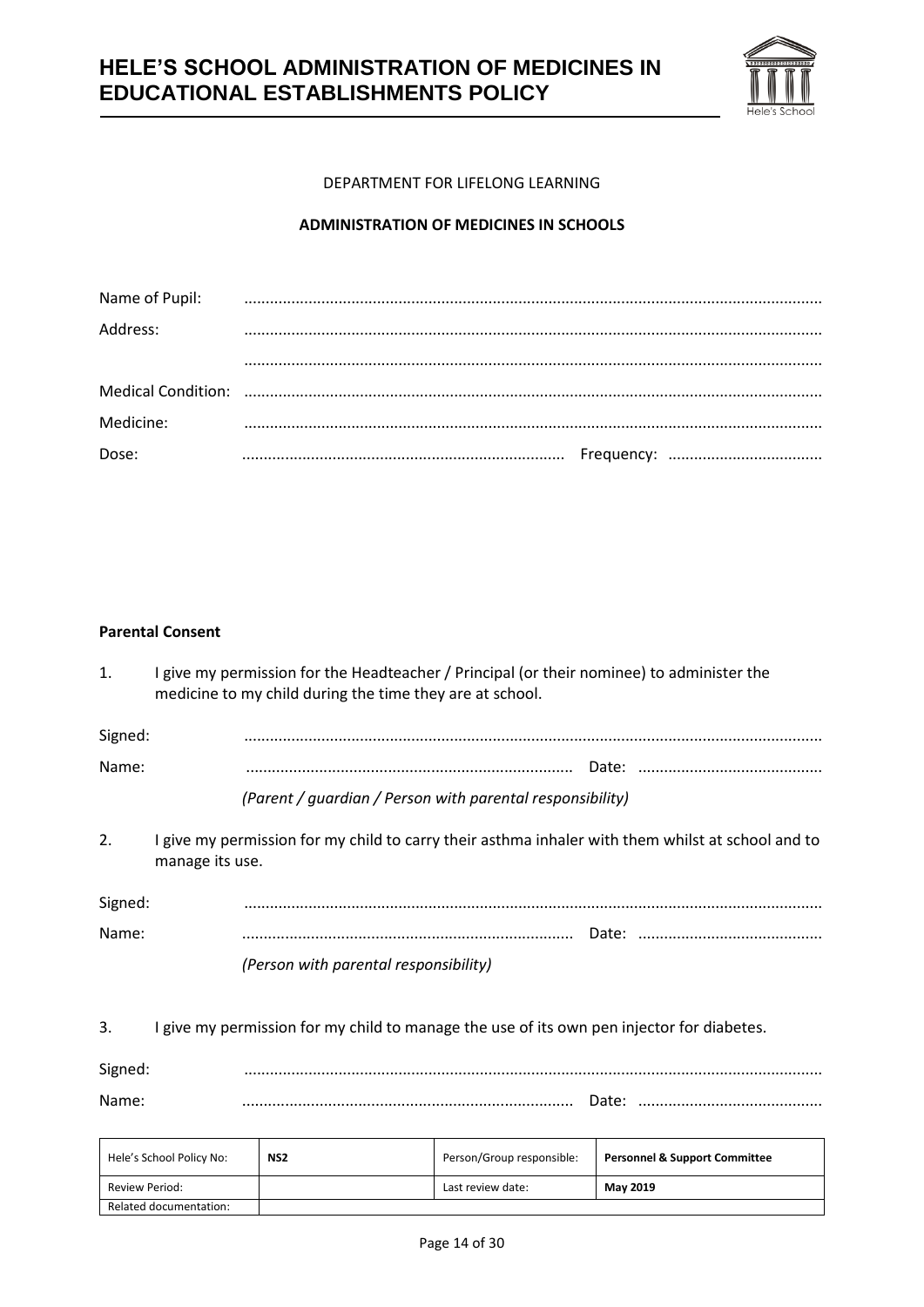DEPARTMENT FOR LIFELONG LEARNING

**ADMINISTRATION OF MEDICINES IN SCHOOLS**

Name of Pupil: ........................................................................................................................................

Address: ........................................................................................................................................

........................................................................................................................................

Medical Condition: ........................................................................................................................................

Medicine: ........................................................................................................................................

Dose: .......................................................................... Frequency: ....................................

**Parental Consent**

1. I give my permission for the Headteacher / Principal (or their nominee) to administer the medicine to my child during the time they are at school.

Signed: ........................................................................................................................................

Name: .......................................................................... Date: ..........................................

*(Parent / guardian / Person with parental responsibility)*

2. I give my permission for my child to carry their asthma inhaler with them whilst at school and to manage its use.

Signed: ........................................................................................................................................

Name: .......................................................................... Date: ..........................................

*(Person with parental responsibility)*

3. I give my permission for my child to manage the use of its own pen injector for diabetes.

Signed: ........................................................................................................................................

Name: .......................................................................... Date: ..........................................

| Hele's School Policy No: | NS2 | Person/Group responsible: | **Personnel & Support Committee** |
|---|---|---|---|
| Review Period: | | Last review date: | **May 2019** |
| Related documentation: | | | |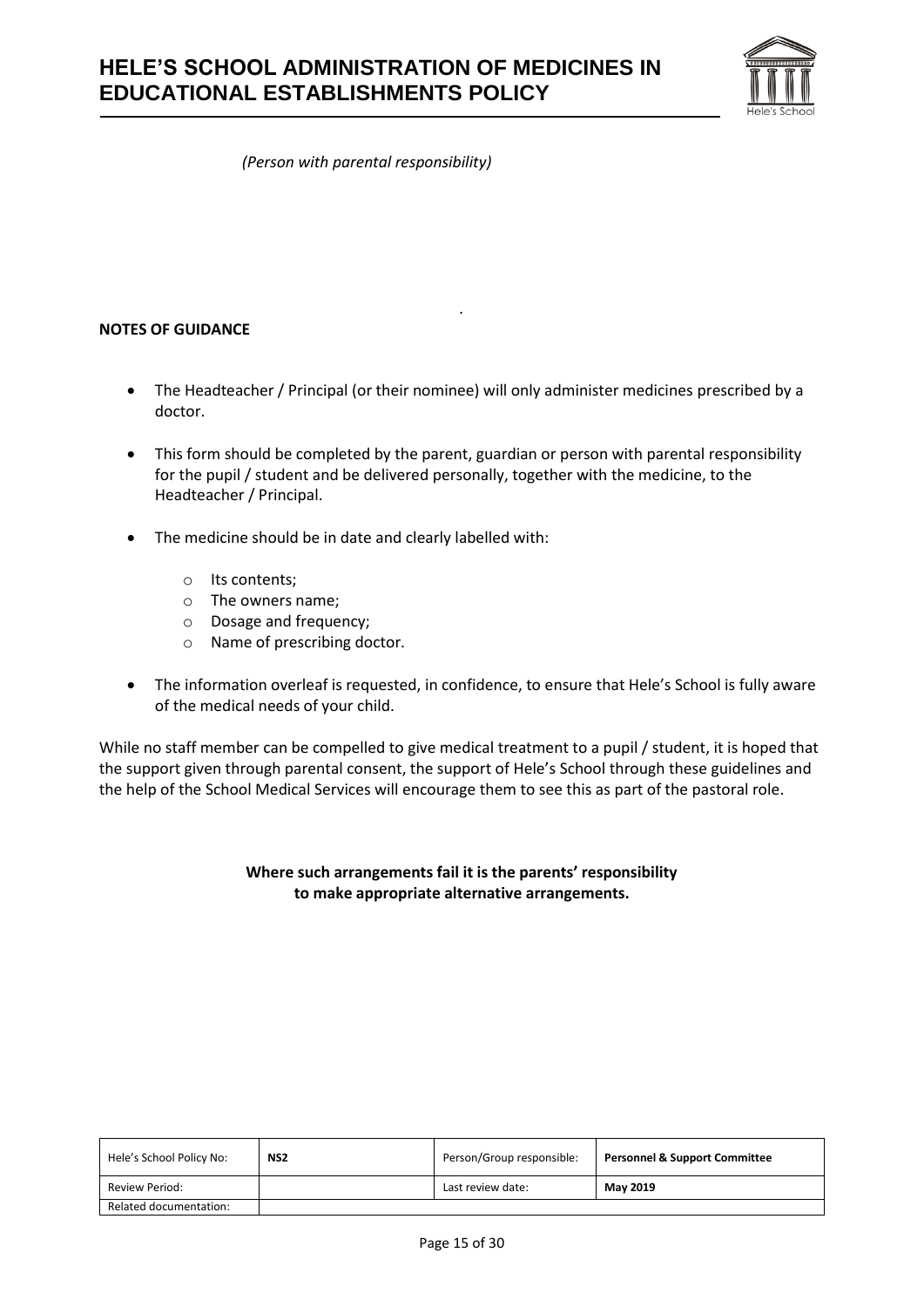*(Person with parental responsibility)*

**NOTES OF GUIDANCE**

- The Headteacher / Principal (or their nominee) will only administer medicines prescribed by a doctor.
- This form should be completed by the parent, guardian or person with parental responsibility for the pupil / student and be delivered personally, together with the medicine, to the Headteacher / Principal.
- The medicine should be in date and clearly labelled with:
    - Its contents;
    - The owners name;
    - Dosage and frequency;
    - Name of prescribing doctor.
- The information overleaf is requested, in confidence, to ensure that Hele's School is fully aware of the medical needs of your child.

While no staff member can be compelled to give medical treatment to a pupil / student, it is hoped that the support given through parental consent, the support of Hele's School through these guidelines and the help of the School Medical Services will encourage them to see this as part of the pastoral role.

**Where such arrangements fail it is the parents' responsibility to make appropriate alternative arrangements.**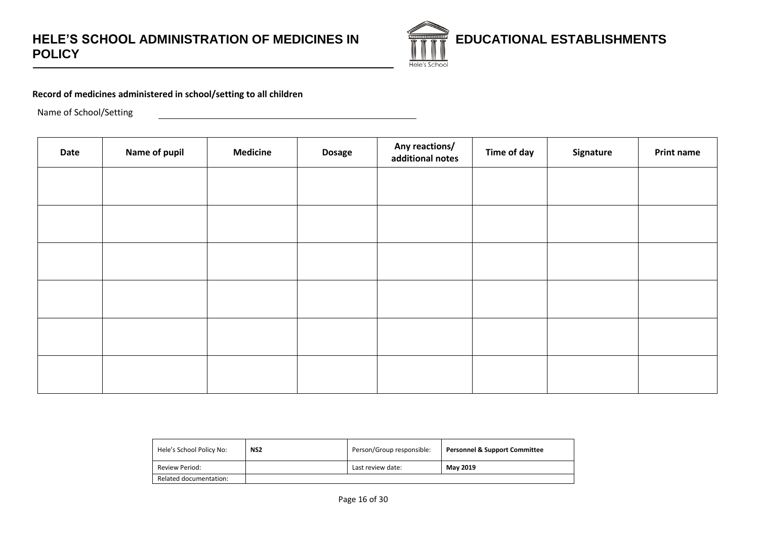**Record of medicines administered in school/setting to all children**

Name of School/Setting ________________________________________

| Date | Name of pupil | Medicine | Dosage | Any reactions/ additional notes | Time of day | Signature | Print name |
|---|---|---|---|---|---|---|---|
| | | | | | | | |
| | | | | | | | |
| | | | | | | | |
| | | | | | | | |
| | | | | | | | |
| | | | | | | | |

| Hele's School Policy No: | **NS2** | Person/Group responsible: | **Personnel & Support Committee** |
|---|---|---|---|
| Review Period: | | Last review date: | **May 2019** |
| Related documentation: | | | |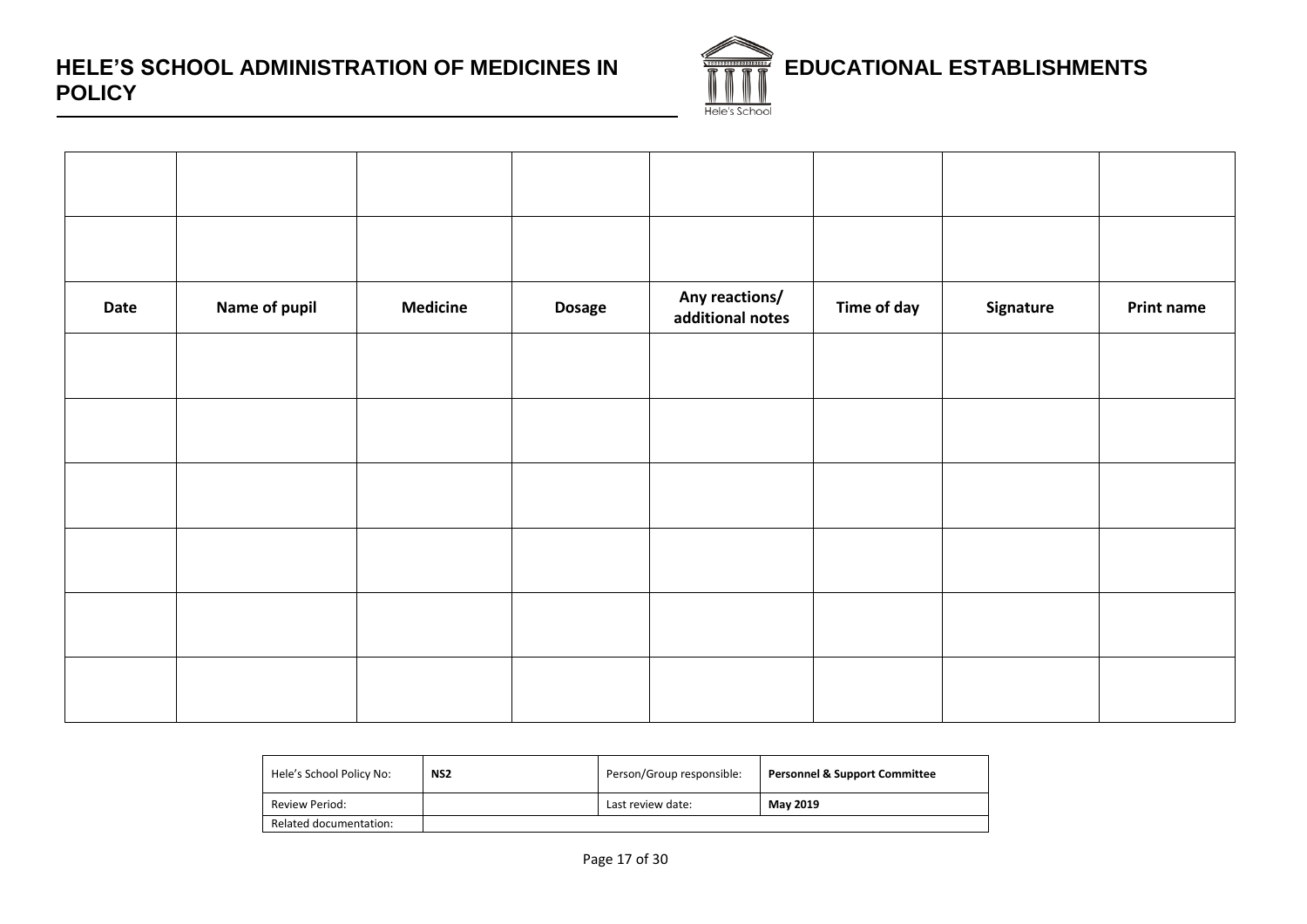|  |  |  |  |  |  |  |  |
|---|---|---|---|---|---|---|---|
|  |  |  |  |  |  |  |  |
|  |  |  |  |  |  |  |  |
| **Date** | **Name of pupil** | **Medicine** | **Dosage** | **Any reactions/ additional notes** | **Time of day** | **Signature** | **Print name** |
|  |  |  |  |  |  |  |  |
|  |  |  |  |  |  |  |  |
|  |  |  |  |  |  |  |  |
|  |  |  |  |  |  |  |  |
|  |  |  |  |  |  |  |  |
|  |  |  |  |  |  |  |  |

| Hele's School Policy No: | **NS2** | Person/Group responsible: | **Personnel & Support Committee** |
|---|---|---|---|
| Review Period: |  | Last review date: | **May 2019** |
| Related documentation: |  |  |  |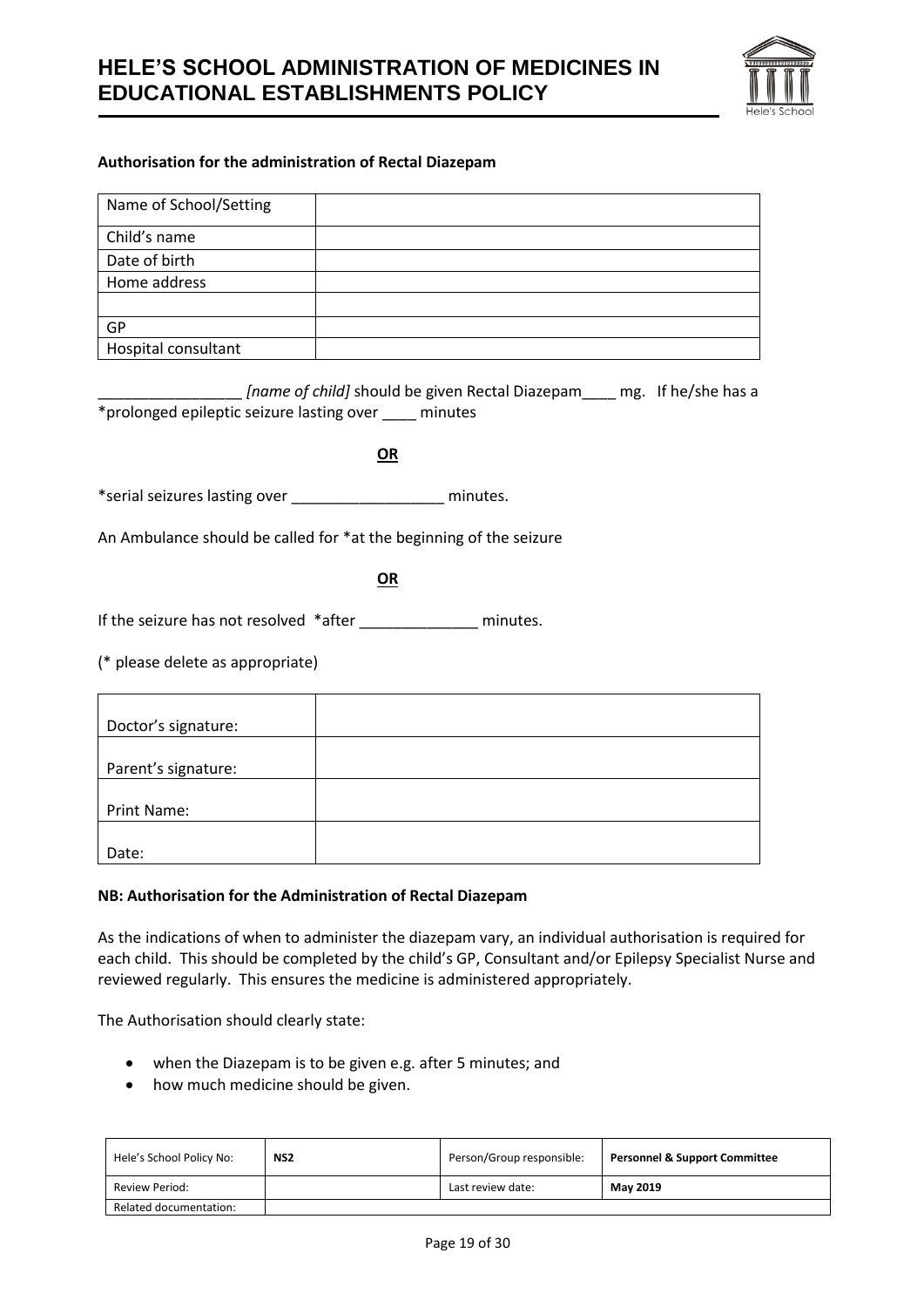**Authorisation for the administration of Rectal Diazepam**

| Name of School/Setting | |
|---|---|
| Child's name | |
| Date of birth | |
| Home address | |
| | |
| GP | |
| Hospital consultant | |

_________________ *[name of child]* should be given Rectal Diazepam____ mg. If he/she has a *prolonged epileptic seizure lasting over ____ minutes

**OR**

*serial seizures lasting over __________________ minutes.

An Ambulance should be called for *at the beginning of the seizure

**OR**

If the seizure has not resolved *after ______________ minutes.

(* please delete as appropriate)

| Doctor's signature: | |
|---|---|
| Parent's signature: | |
| Print Name: | |
| Date: | |

**NB: Authorisation for the Administration of Rectal Diazepam**

As the indications of when to administer the diazepam vary, an individual authorisation is required for each child. This should be completed by the child's GP, Consultant and/or Epilepsy Specialist Nurse and reviewed regularly. This ensures the medicine is administered appropriately.

The Authorisation should clearly state:

- when the Diazepam is to be given e.g. after 5 minutes; and
- how much medicine should be given.

| Hele's School Policy No: | **NS2** | Person/Group responsible: | **Personnel & Support Committee** |
|---|---|---|---|
| Review Period: | | Last review date: | **May 2019** |
| Related documentation: | | | |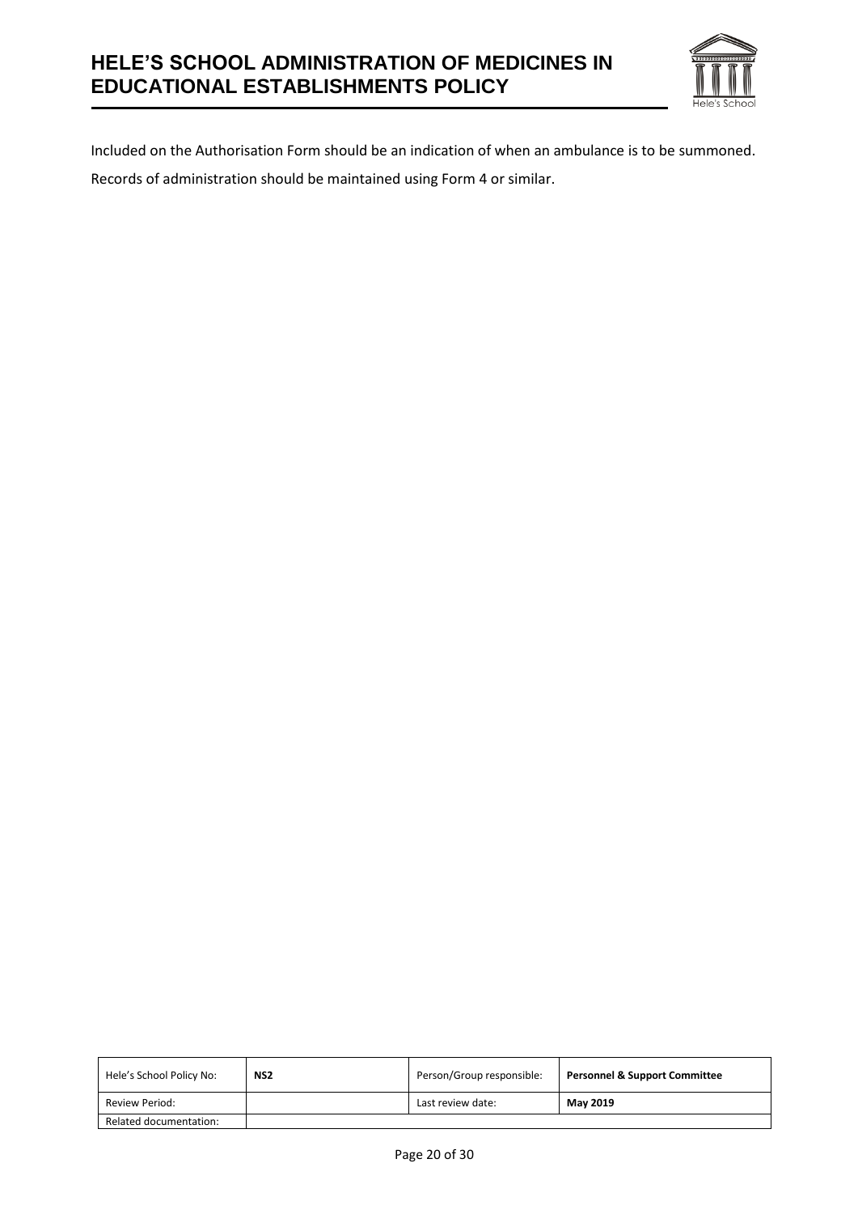Included on the Authorisation Form should be an indication of when an ambulance is to be summoned.

Records of administration should be maintained using Form 4 or similar.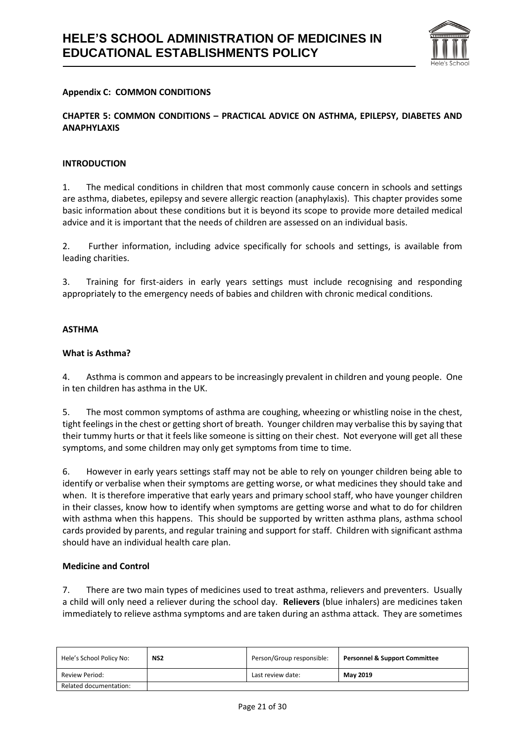**Appendix C: COMMON CONDITIONS**

**CHAPTER 5: COMMON CONDITIONS – PRACTICAL ADVICE ON ASTHMA, EPILEPSY, DIABETES AND ANAPHYLAXIS**

**INTRODUCTION**

1. The medical conditions in children that most commonly cause concern in schools and settings are asthma, diabetes, epilepsy and severe allergic reaction (anaphylaxis). This chapter provides some basic information about these conditions but it is beyond its scope to provide more detailed medical advice and it is important that the needs of children are assessed on an individual basis.

2. Further information, including advice specifically for schools and settings, is available from leading charities.

3. Training for first-aiders in early years settings must include recognising and responding appropriately to the emergency needs of babies and children with chronic medical conditions.

**ASTHMA**

**What is Asthma?**

4. Asthma is common and appears to be increasingly prevalent in children and young people. One in ten children has asthma in the UK.

5. The most common symptoms of asthma are coughing, wheezing or whistling noise in the chest, tight feelings in the chest or getting short of breath. Younger children may verbalise this by saying that their tummy hurts or that it feels like someone is sitting on their chest. Not everyone will get all these symptoms, and some children may only get symptoms from time to time.

6. However in early years settings staff may not be able to rely on younger children being able to identify or verbalise when their symptoms are getting worse, or what medicines they should take and when. It is therefore imperative that early years and primary school staff, who have younger children in their classes, know how to identify when symptoms are getting worse and what to do for children with asthma when this happens. This should be supported by written asthma plans, asthma school cards provided by parents, and regular training and support for staff. Children with significant asthma should have an individual health care plan.

**Medicine and Control**

7. There are two main types of medicines used to treat asthma, relievers and preventers. Usually a child will only need a reliever during the school day. **Relievers** (blue inhalers) are medicines taken immediately to relieve asthma symptoms and are taken during an asthma attack. They are sometimes

| Hele's School Policy No: | NS2 | Person/Group responsible: | Personnel & Support Committee |
|---|---|---|---|
| Review Period: | | Last review date: | May 2019 |
| Related documentation: | | | |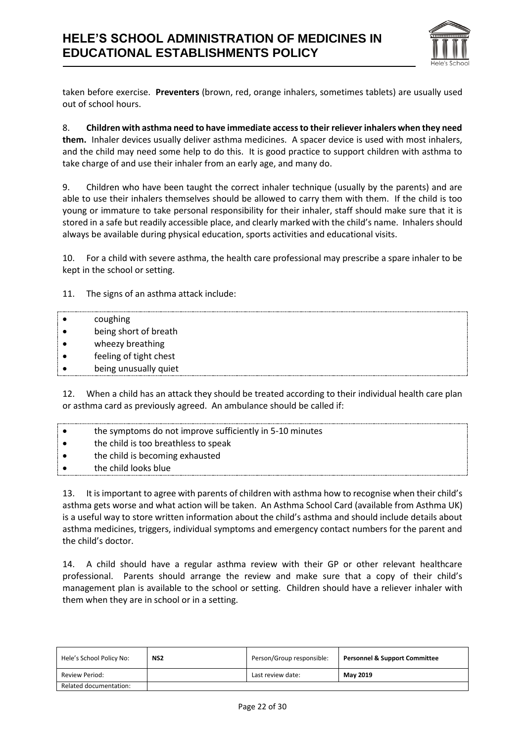taken before exercise. **Preventers** (brown, red, orange inhalers, sometimes tablets) are usually used out of school hours.

8. **Children with asthma need to have immediate access to their reliever inhalers when they need them.** Inhaler devices usually deliver asthma medicines. A spacer device is used with most inhalers, and the child may need some help to do this. It is good practice to support children with asthma to take charge of and use their inhaler from an early age, and many do.

9. Children who have been taught the correct inhaler technique (usually by the parents) and are able to use their inhalers themselves should be allowed to carry them with them. If the child is too young or immature to take personal responsibility for their inhaler, staff should make sure that it is stored in a safe but readily accessible place, and clearly marked with the child's name. Inhalers should always be available during physical education, sports activities and educational visits.

10. For a child with severe asthma, the health care professional may prescribe a spare inhaler to be kept in the school or setting.

11. The signs of an asthma attack include:

- coughing
- being short of breath
- wheezy breathing
- feeling of tight chest
- being unusually quiet

12. When a child has an attack they should be treated according to their individual health care plan or asthma card as previously agreed. An ambulance should be called if:

- the symptoms do not improve sufficiently in 5-10 minutes
- the child is too breathless to speak
- the child is becoming exhausted
- the child looks blue

13. It is important to agree with parents of children with asthma how to recognise when their child's asthma gets worse and what action will be taken. An Asthma School Card (available from Asthma UK) is a useful way to store written information about the child's asthma and should include details about asthma medicines, triggers, individual symptoms and emergency contact numbers for the parent and the child's doctor.

14. A child should have a regular asthma review with their GP or other relevant healthcare professional. Parents should arrange the review and make sure that a copy of their child's management plan is available to the school or setting. Children should have a reliever inhaler with them when they are in school or in a setting.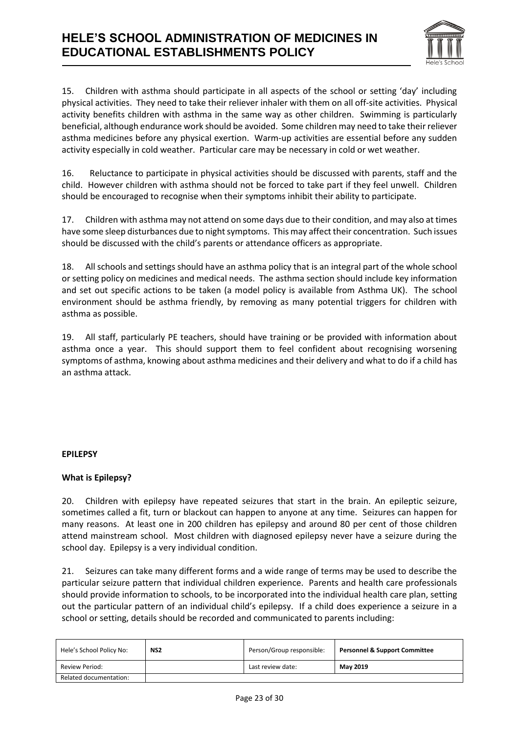15. Children with asthma should participate in all aspects of the school or setting 'day' including physical activities. They need to take their reliever inhaler with them on all off-site activities. Physical activity benefits children with asthma in the same way as other children. Swimming is particularly beneficial, although endurance work should be avoided. Some children may need to take their reliever asthma medicines before any physical exertion. Warm-up activities are essential before any sudden activity especially in cold weather. Particular care may be necessary in cold or wet weather.

16. Reluctance to participate in physical activities should be discussed with parents, staff and the child. However children with asthma should not be forced to take part if they feel unwell. Children should be encouraged to recognise when their symptoms inhibit their ability to participate.

17. Children with asthma may not attend on some days due to their condition, and may also at times have some sleep disturbances due to night symptoms. This may affect their concentration. Such issues should be discussed with the child's parents or attendance officers as appropriate.

18. All schools and settings should have an asthma policy that is an integral part of the whole school or setting policy on medicines and medical needs. The asthma section should include key information and set out specific actions to be taken (a model policy is available from Asthma UK). The school environment should be asthma friendly, by removing as many potential triggers for children with asthma as possible.

19. All staff, particularly PE teachers, should have training or be provided with information about asthma once a year. This should support them to feel confident about recognising worsening symptoms of asthma, knowing about asthma medicines and their delivery and what to do if a child has an asthma attack.

**EPILEPSY**

**What is Epilepsy?**

20. Children with epilepsy have repeated seizures that start in the brain. An epileptic seizure, sometimes called a fit, turn or blackout can happen to anyone at any time. Seizures can happen for many reasons. At least one in 200 children has epilepsy and around 80 per cent of those children attend mainstream school. Most children with diagnosed epilepsy never have a seizure during the school day. Epilepsy is a very individual condition.

21. Seizures can take many different forms and a wide range of terms may be used to describe the particular seizure pattern that individual children experience. Parents and health care professionals should provide information to schools, to be incorporated into the individual health care plan, setting out the particular pattern of an individual child's epilepsy. If a child does experience a seizure in a school or setting, details should be recorded and communicated to parents including: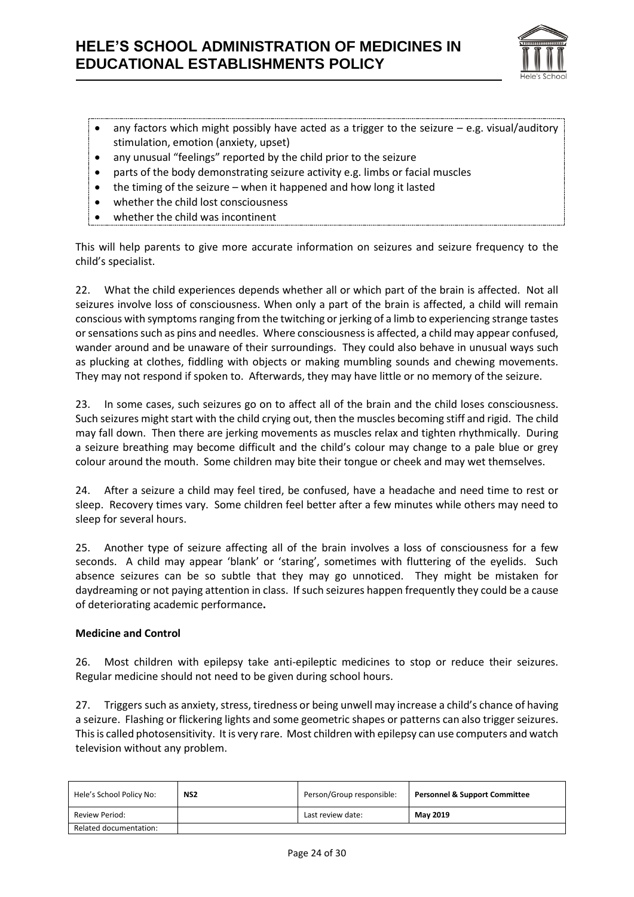- any factors which might possibly have acted as a trigger to the seizure – e.g. visual/auditory stimulation, emotion (anxiety, upset)
- any unusual "feelings" reported by the child prior to the seizure
- parts of the body demonstrating seizure activity e.g. limbs or facial muscles
- the timing of the seizure – when it happened and how long it lasted
- whether the child lost consciousness
- whether the child was incontinent

This will help parents to give more accurate information on seizures and seizure frequency to the child's specialist.

22. What the child experiences depends whether all or which part of the brain is affected. Not all seizures involve loss of consciousness. When only a part of the brain is affected, a child will remain conscious with symptoms ranging from the twitching or jerking of a limb to experiencing strange tastes or sensations such as pins and needles. Where consciousness is affected, a child may appear confused, wander around and be unaware of their surroundings. They could also behave in unusual ways such as plucking at clothes, fiddling with objects or making mumbling sounds and chewing movements. They may not respond if spoken to. Afterwards, they may have little or no memory of the seizure.

23. In some cases, such seizures go on to affect all of the brain and the child loses consciousness. Such seizures might start with the child crying out, then the muscles becoming stiff and rigid. The child may fall down. Then there are jerking movements as muscles relax and tighten rhythmically. During a seizure breathing may become difficult and the child's colour may change to a pale blue or grey colour around the mouth. Some children may bite their tongue or cheek and may wet themselves.

24. After a seizure a child may feel tired, be confused, have a headache and need time to rest or sleep. Recovery times vary. Some children feel better after a few minutes while others may need to sleep for several hours.

25. Another type of seizure affecting all of the brain involves a loss of consciousness for a few seconds. A child may appear 'blank' or 'staring', sometimes with fluttering of the eyelids. Such absence seizures can be so subtle that they may go unnoticed. They might be mistaken for daydreaming or not paying attention in class. If such seizures happen frequently they could be a cause of deteriorating academic performance**.**

**Medicine and Control**

26. Most children with epilepsy take anti-epileptic medicines to stop or reduce their seizures. Regular medicine should not need to be given during school hours.

27. Triggers such as anxiety, stress, tiredness or being unwell may increase a child's chance of having a seizure. Flashing or flickering lights and some geometric shapes or patterns can also trigger seizures. This is called photosensitivity. It is very rare. Most children with epilepsy can use computers and watch television without any problem.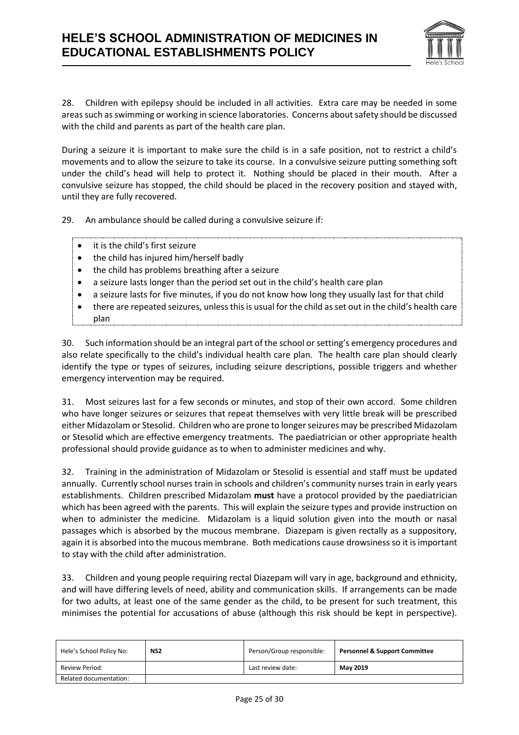28. Children with epilepsy should be included in all activities. Extra care may be needed in some areas such as swimming or working in science laboratories. Concerns about safety should be discussed with the child and parents as part of the health care plan.

During a seizure it is important to make sure the child is in a safe position, not to restrict a child's movements and to allow the seizure to take its course. In a convulsive seizure putting something soft under the child's head will help to protect it. Nothing should be placed in their mouth. After a convulsive seizure has stopped, the child should be placed in the recovery position and stayed with, until they are fully recovered.

29. An ambulance should be called during a convulsive seizure if:

- it is the child's first seizure
- the child has injured him/herself badly
- the child has problems breathing after a seizure
- a seizure lasts longer than the period set out in the child's health care plan
- a seizure lasts for five minutes, if you do not know how long they usually last for that child
- there are repeated seizures, unless this is usual for the child as set out in the child's health care plan

30. Such information should be an integral part of the school or setting's emergency procedures and also relate specifically to the child's individual health care plan. The health care plan should clearly identify the type or types of seizures, including seizure descriptions, possible triggers and whether emergency intervention may be required.

31. Most seizures last for a few seconds or minutes, and stop of their own accord. Some children who have longer seizures or seizures that repeat themselves with very little break will be prescribed either Midazolam or Stesolid. Children who are prone to longer seizures may be prescribed Midazolam or Stesolid which are effective emergency treatments. The paediatrician or other appropriate health professional should provide guidance as to when to administer medicines and why.

32. Training in the administration of Midazolam or Stesolid is essential and staff must be updated annually. Currently school nurses train in schools and children's community nurses train in early years establishments. Children prescribed Midazolam **must** have a protocol provided by the paediatrician which has been agreed with the parents. This will explain the seizure types and provide instruction on when to administer the medicine. Midazolam is a liquid solution given into the mouth or nasal passages which is absorbed by the mucous membrane. Diazepam is given rectally as a suppository, again it is absorbed into the mucous membrane. Both medications cause drowsiness so it is important to stay with the child after administration.

33. Children and young people requiring rectal Diazepam will vary in age, background and ethnicity, and will have differing levels of need, ability and communication skills. If arrangements can be made for two adults, at least one of the same gender as the child, to be present for such treatment, this minimises the potential for accusations of abuse (although this risk should be kept in perspective).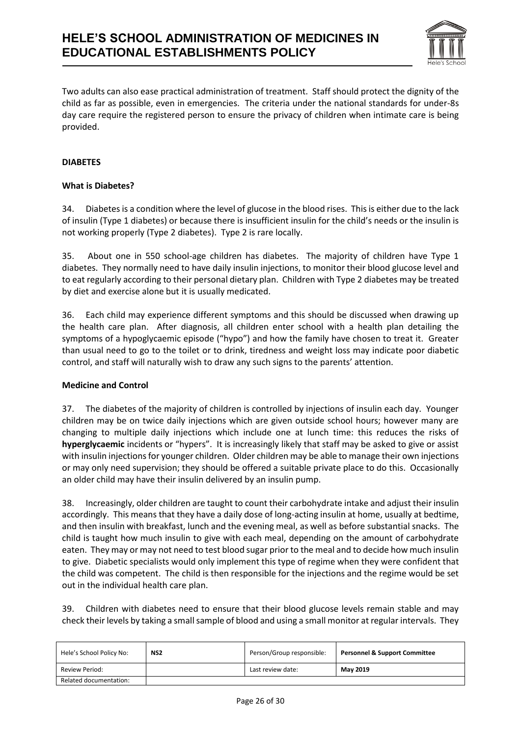Two adults can also ease practical administration of treatment. Staff should protect the dignity of the child as far as possible, even in emergencies. The criteria under the national standards for under-8s day care require the registered person to ensure the privacy of children when intimate care is being provided.

**DIABETES**

**What is Diabetes?**

34. Diabetes is a condition where the level of glucose in the blood rises. This is either due to the lack of insulin (Type 1 diabetes) or because there is insufficient insulin for the child's needs or the insulin is not working properly (Type 2 diabetes). Type 2 is rare locally.

35. About one in 550 school-age children has diabetes. The majority of children have Type 1 diabetes. They normally need to have daily insulin injections, to monitor their blood glucose level and to eat regularly according to their personal dietary plan. Children with Type 2 diabetes may be treated by diet and exercise alone but it is usually medicated.

36. Each child may experience different symptoms and this should be discussed when drawing up the health care plan. After diagnosis, all children enter school with a health plan detailing the symptoms of a hypoglycaemic episode ("hypo") and how the family have chosen to treat it. Greater than usual need to go to the toilet or to drink, tiredness and weight loss may indicate poor diabetic control, and staff will naturally wish to draw any such signs to the parents' attention.

**Medicine and Control**

37. The diabetes of the majority of children is controlled by injections of insulin each day. Younger children may be on twice daily injections which are given outside school hours; however many are changing to multiple daily injections which include one at lunch time: this reduces the risks of **hyperglycaemic** incidents or "hypers". It is increasingly likely that staff may be asked to give or assist with insulin injections for younger children. Older children may be able to manage their own injections or may only need supervision; they should be offered a suitable private place to do this. Occasionally an older child may have their insulin delivered by an insulin pump.

38. Increasingly, older children are taught to count their carbohydrate intake and adjust their insulin accordingly. This means that they have a daily dose of long-acting insulin at home, usually at bedtime, and then insulin with breakfast, lunch and the evening meal, as well as before substantial snacks. The child is taught how much insulin to give with each meal, depending on the amount of carbohydrate eaten. They may or may not need to test blood sugar prior to the meal and to decide how much insulin to give. Diabetic specialists would only implement this type of regime when they were confident that the child was competent. The child is then responsible for the injections and the regime would be set out in the individual health care plan.

39. Children with diabetes need to ensure that their blood glucose levels remain stable and may check their levels by taking a small sample of blood and using a small monitor at regular intervals. They

| Hele's School Policy No: | NS2 | Person/Group responsible: | Personnel & Support Committee |
|---|---|---|---|
| Review Period: | | Last review date: | May 2019 |
| Related documentation: | | | |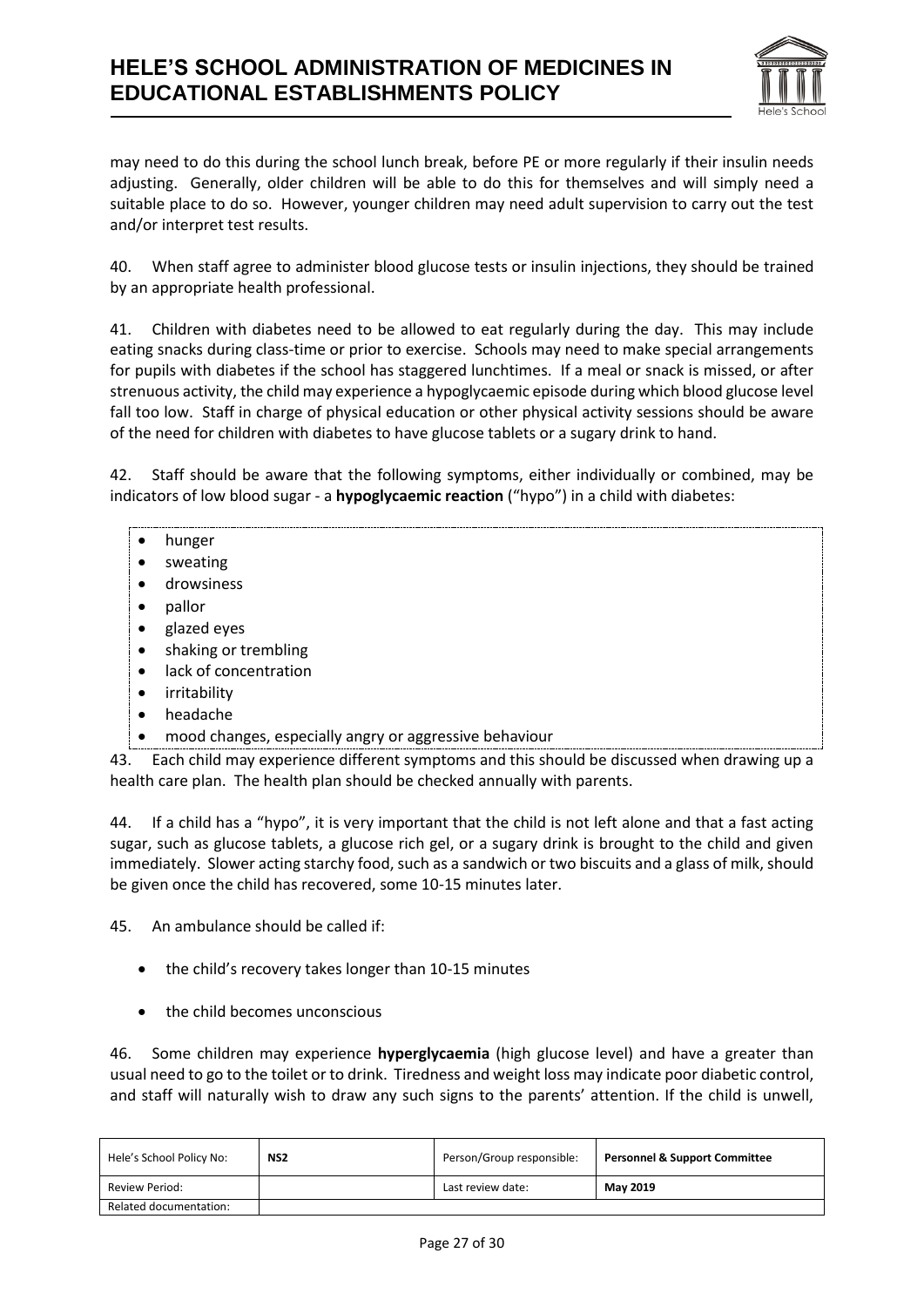may need to do this during the school lunch break, before PE or more regularly if their insulin needs adjusting. Generally, older children will be able to do this for themselves and will simply need a suitable place to do so. However, younger children may need adult supervision to carry out the test and/or interpret test results.

40. When staff agree to administer blood glucose tests or insulin injections, they should be trained by an appropriate health professional.

41. Children with diabetes need to be allowed to eat regularly during the day. This may include eating snacks during class-time or prior to exercise. Schools may need to make special arrangements for pupils with diabetes if the school has staggered lunchtimes. If a meal or snack is missed, or after strenuous activity, the child may experience a hypoglycaemic episode during which blood glucose level fall too low. Staff in charge of physical education or other physical activity sessions should be aware of the need for children with diabetes to have glucose tablets or a sugary drink to hand.

42. Staff should be aware that the following symptoms, either individually or combined, may be indicators of low blood sugar - a **hypoglycaemic reaction** ("hypo") in a child with diabetes:

- hunger
- sweating
- drowsiness
- pallor
- glazed eyes
- shaking or trembling
- lack of concentration
- irritability
- headache
- mood changes, especially angry or aggressive behaviour

43. Each child may experience different symptoms and this should be discussed when drawing up a health care plan. The health plan should be checked annually with parents.

44. If a child has a "hypo", it is very important that the child is not left alone and that a fast acting sugar, such as glucose tablets, a glucose rich gel, or a sugary drink is brought to the child and given immediately. Slower acting starchy food, such as a sandwich or two biscuits and a glass of milk, should be given once the child has recovered, some 10-15 minutes later.

45. An ambulance should be called if:

- the child's recovery takes longer than 10-15 minutes
- the child becomes unconscious

46. Some children may experience **hyperglycaemia** (high glucose level) and have a greater than usual need to go to the toilet or to drink. Tiredness and weight loss may indicate poor diabetic control, and staff will naturally wish to draw any such signs to the parents' attention. If the child is unwell,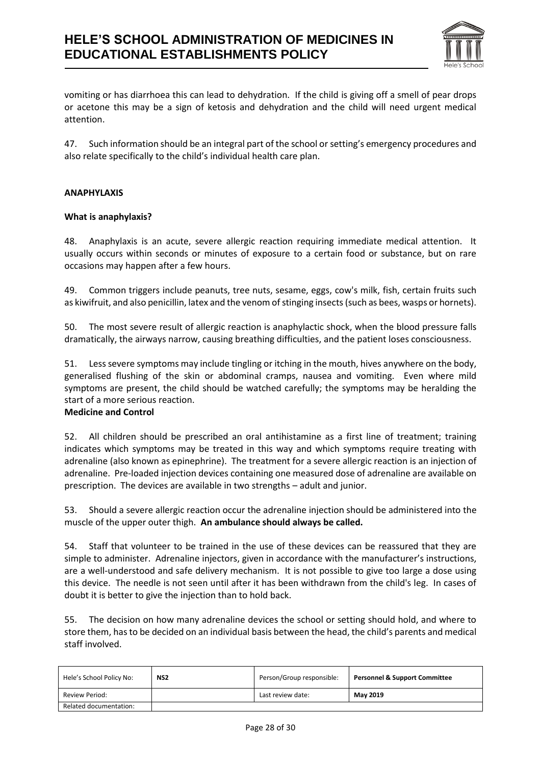vomiting or has diarrhoea this can lead to dehydration. If the child is giving off a smell of pear drops or acetone this may be a sign of ketosis and dehydration and the child will need urgent medical attention.

47. Such information should be an integral part of the school or setting's emergency procedures and also relate specifically to the child's individual health care plan.

**ANAPHYLAXIS**

**What is anaphylaxis?**

48. Anaphylaxis is an acute, severe allergic reaction requiring immediate medical attention. It usually occurs within seconds or minutes of exposure to a certain food or substance, but on rare occasions may happen after a few hours.

49. Common triggers include peanuts, tree nuts, sesame, eggs, cow's milk, fish, certain fruits such as kiwifruit, and also penicillin, latex and the venom of stinging insects (such as bees, wasps or hornets).

50. The most severe result of allergic reaction is anaphylactic shock, when the blood pressure falls dramatically, the airways narrow, causing breathing difficulties, and the patient loses consciousness.

51. Less severe symptoms may include tingling or itching in the mouth, hives anywhere on the body, generalised flushing of the skin or abdominal cramps, nausea and vomiting. Even where mild symptoms are present, the child should be watched carefully; the symptoms may be heralding the start of a more serious reaction.

**Medicine and Control**

52. All children should be prescribed an oral antihistamine as a first line of treatment; training indicates which symptoms may be treated in this way and which symptoms require treating with adrenaline (also known as epinephrine). The treatment for a severe allergic reaction is an injection of adrenaline. Pre-loaded injection devices containing one measured dose of adrenaline are available on prescription. The devices are available in two strengths – adult and junior.

53. Should a severe allergic reaction occur the adrenaline injection should be administered into the muscle of the upper outer thigh. **An ambulance should always be called.**

54. Staff that volunteer to be trained in the use of these devices can be reassured that they are simple to administer. Adrenaline injectors, given in accordance with the manufacturer's instructions, are a well-understood and safe delivery mechanism. It is not possible to give too large a dose using this device. The needle is not seen until after it has been withdrawn from the child's leg. In cases of doubt it is better to give the injection than to hold back.

55. The decision on how many adrenaline devices the school or setting should hold, and where to store them, has to be decided on an individual basis between the head, the child's parents and medical staff involved.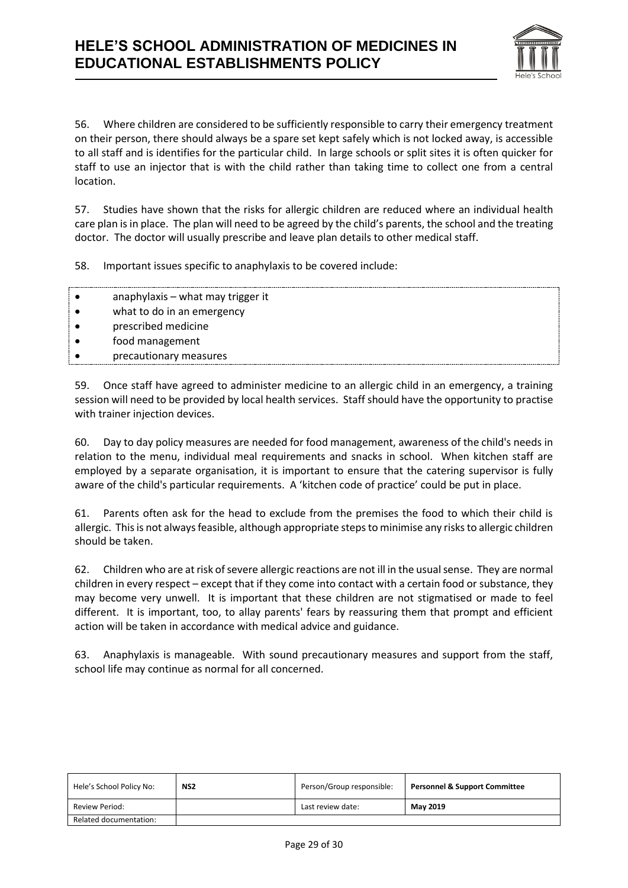56. Where children are considered to be sufficiently responsible to carry their emergency treatment on their person, there should always be a spare set kept safely which is not locked away, is accessible to all staff and is identifies for the particular child. In large schools or split sites it is often quicker for staff to use an injector that is with the child rather than taking time to collect one from a central location.

57. Studies have shown that the risks for allergic children are reduced where an individual health care plan is in place. The plan will need to be agreed by the child's parents, the school and the treating doctor. The doctor will usually prescribe and leave plan details to other medical staff.

58. Important issues specific to anaphylaxis to be covered include:

- anaphylaxis – what may trigger it
- what to do in an emergency
- prescribed medicine
- food management
- precautionary measures

59. Once staff have agreed to administer medicine to an allergic child in an emergency, a training session will need to be provided by local health services. Staff should have the opportunity to practise with trainer injection devices.

60. Day to day policy measures are needed for food management, awareness of the child's needs in relation to the menu, individual meal requirements and snacks in school. When kitchen staff are employed by a separate organisation, it is important to ensure that the catering supervisor is fully aware of the child's particular requirements. A 'kitchen code of practice' could be put in place.

61. Parents often ask for the head to exclude from the premises the food to which their child is allergic. This is not always feasible, although appropriate steps to minimise any risks to allergic children should be taken.

62. Children who are at risk of severe allergic reactions are not ill in the usual sense. They are normal children in every respect – except that if they come into contact with a certain food or substance, they may become very unwell. It is important that these children are not stigmatised or made to feel different. It is important, too, to allay parents' fears by reassuring them that prompt and efficient action will be taken in accordance with medical advice and guidance.

63. Anaphylaxis is manageable. With sound precautionary measures and support from the staff, school life may continue as normal for all concerned.

| Hele's School Policy No: | **NS2** | Person/Group responsible: | **Personnel & Support Committee** |
|---|---|---|---|
| Review Period: | | Last review date: | **May 2019** |
| Related documentation: | | | |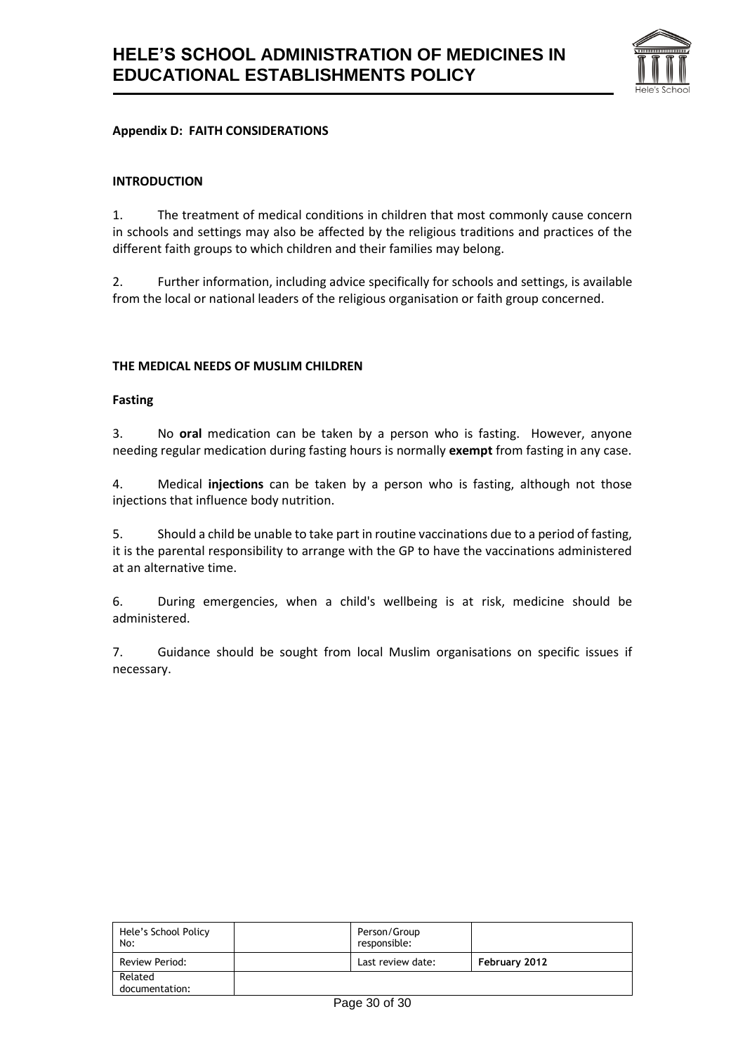**Appendix D: FAITH CONSIDERATIONS**

**INTRODUCTION**

1. The treatment of medical conditions in children that most commonly cause concern in schools and settings may also be affected by the religious traditions and practices of the different faith groups to which children and their families may belong.

2. Further information, including advice specifically for schools and settings, is available from the local or national leaders of the religious organisation or faith group concerned.

**THE MEDICAL NEEDS OF MUSLIM CHILDREN**

**Fasting**

3. No **oral** medication can be taken by a person who is fasting. However, anyone needing regular medication during fasting hours is normally **exempt** from fasting in any case.

4. Medical **injections** can be taken by a person who is fasting, although not those injections that influence body nutrition.

5. Should a child be unable to take part in routine vaccinations due to a period of fasting, it is the parental responsibility to arrange with the GP to have the vaccinations administered at an alternative time.

6. During emergencies, when a child's wellbeing is at risk, medicine should be administered.

7. Guidance should be sought from local Muslim organisations on specific issues if necessary.

| | | | |
|---|---|---|---|
| Hele's School Policy No: | | Person/Group responsible: | |
| Review Period: | | Last review date: | **February 2012** |
| Related documentation: | | | |